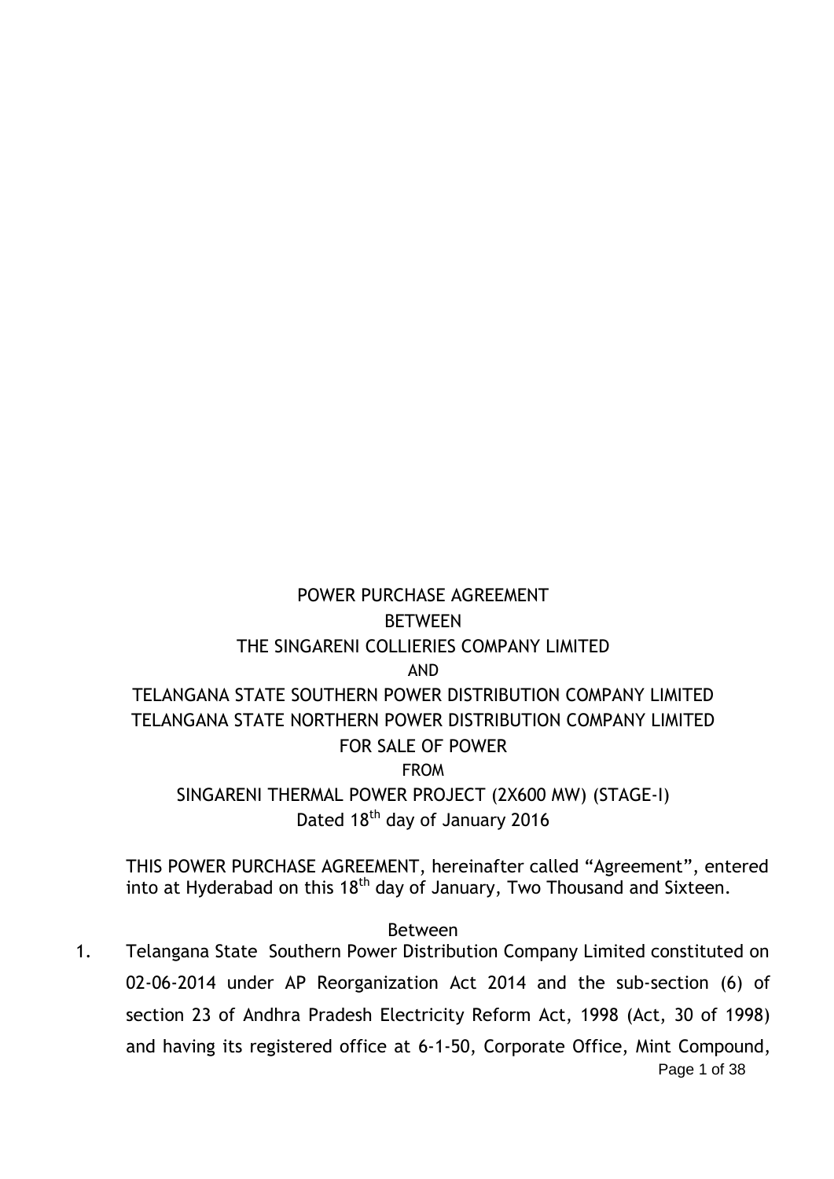# POWER PURCHASE AGREEMENT

BETWEEN

THE SINGARENI COLLIERIES COMPANY LIMITED

AND

TELANGANA STATE SOUTHERN POWER DISTRIBUTION COMPANY LIMITED

TELANGANA STATE NORTHERN POWER DISTRIBUTION COMPANY LIMITED

FOR SALE OF POWER

FROM

SINGARENI THERMAL POWER PROJECT (2X600 MW) (STAGE-I)

Dated 18th day of January 2016

THIS POWER PURCHASE AGREEMENT, hereinafter called "Agreement", entered into at Hyderabad on this 18th day of January, Two Thousand and Sixteen.

Between

1. Telangana State Southern Power Distribution Company Limited constituted on 02-06-2014 under AP Reorganization Act 2014 and the sub-section (6) of section 23 of Andhra Pradesh Electricity Reform Act, 1998 (Act, 30 of 1998) and having its registered office at 6-1-50, Corporate Office, Mint Compound,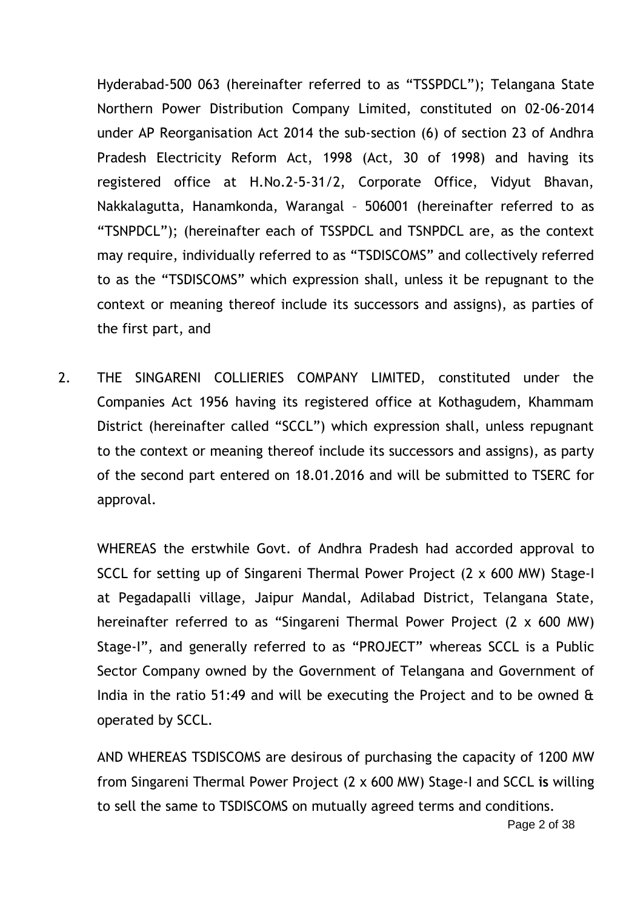Hyderabad-500 063 (hereinafter referred to as “TSSPDCL”); Telangana State Northern Power Distribution Company Limited, constituted on 02-06-2014 under AP Reorganisation Act 2014 the sub-section (6) of section 23 of Andhra Pradesh Electricity Reform Act, 1998 (Act, 30 of 1998) and having its registered office at H.No.2-5-31/2, Corporate Office, Vidyut Bhavan, Nakkalagutta, Hanamkonda, Warangal – 506001 (hereinafter referred to as “TSNPDCL”); (hereinafter each of TSSPDCL and TSNPDCL are, as the context may require, individually referred to as “TSDISCOMS” and collectively referred to as the “TSDISCOMS” which expression shall, unless it be repugnant to the context or meaning thereof include its successors and assigns), as parties of the first part, and

2. THE SINGARENI COLLIERIES COMPANY LIMITED, constituted under the Companies Act 1956 having its registered office at Kothagudem, Khammam District (hereinafter called “SCCL”) which expression shall, unless repugnant to the context or meaning thereof include its successors and assigns), as party of the second part entered on 18.01.2016 and will be submitted to TSERC for approval.

WHEREAS the erstwhile Govt. of Andhra Pradesh had accorded approval to SCCL for setting up of Singareni Thermal Power Project (2 x 600 MW) Stage-I at Pegadapalli village, Jaipur Mandal, Adilabad District, Telangana State, hereinafter referred to as “Singareni Thermal Power Project (2 x 600 MW) Stage-I”, and generally referred to as “PROJECT” whereas SCCL is a Public Sector Company owned by the Government of Telangana and Government of India in the ratio 51:49 and will be executing the Project and to be owned & operated by SCCL.

AND WHEREAS TSDISCOMS are desirous of purchasing the capacity of 1200 MW from Singareni Thermal Power Project (2 x 600 MW) Stage-I and SCCL **is** willing to sell the same to TSDISCOMS on mutually agreed terms and conditions.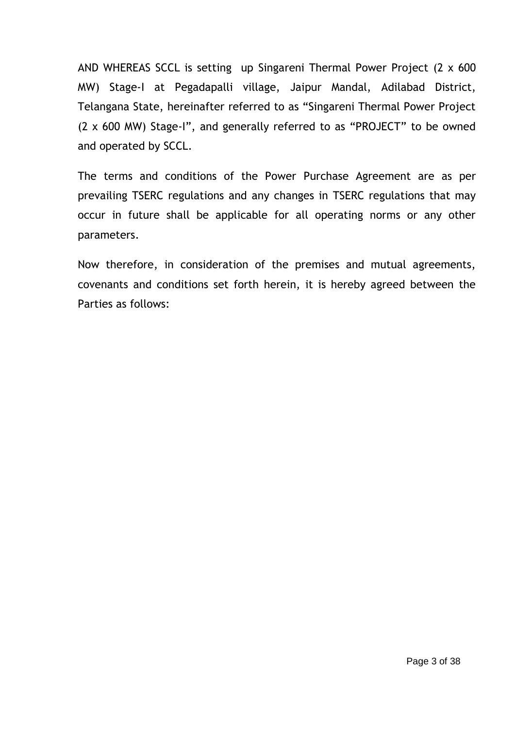AND WHEREAS SCCL is setting up Singareni Thermal Power Project (2 x 600 MW) Stage-I at Pegadapalli village, Jaipur Mandal, Adilabad District, Telangana State, hereinafter referred to as “Singareni Thermal Power Project (2 x 600 MW) Stage-I”, and generally referred to as “PROJECT” to be owned and operated by SCCL.

The terms and conditions of the Power Purchase Agreement are as per prevailing TSERC regulations and any changes in TSERC regulations that may occur in future shall be applicable for all operating norms or any other parameters.

Now therefore, in consideration of the premises and mutual agreements, covenants and conditions set forth herein, it is hereby agreed between the Parties as follows: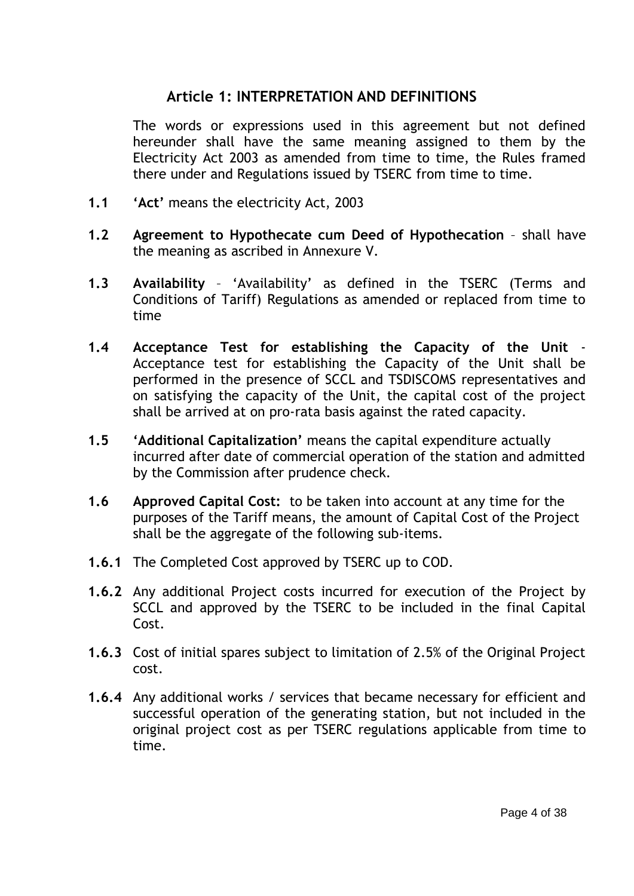## Article 1: INTERPRETATION AND DEFINITIONS

The words or expressions used in this agreement but not defined hereunder shall have the same meaning assigned to them by the Electricity Act 2003 as amended from time to time, the Rules framed there under and Regulations issued by TSERC from time to time.

**1.1** **'Act'** means the electricity Act, 2003

**1.2** **Agreement to Hypothecate cum Deed of Hypothecation** – shall have the meaning as ascribed in Annexure V.

**1.3** **Availability** – 'Availability' as defined in the TSERC (Terms and Conditions of Tariff) Regulations as amended or replaced from time to time

**1.4** **Acceptance Test for establishing the Capacity of the Unit** - Acceptance test for establishing the Capacity of the Unit shall be performed in the presence of SCCL and TSDISCOMS representatives and on satisfying the capacity of the Unit, the capital cost of the project shall be arrived at on pro-rata basis against the rated capacity.

**1.5** **'Additional Capitalization'** means the capital expenditure actually incurred after date of commercial operation of the station and admitted by the Commission after prudence check.

**1.6** **Approved Capital Cost:** to be taken into account at any time for the purposes of the Tariff means, the amount of Capital Cost of the Project shall be the aggregate of the following sub-items.

**1.6.1** The Completed Cost approved by TSERC up to COD.

**1.6.2** Any additional Project costs incurred for execution of the Project by SCCL and approved by the TSERC to be included in the final Capital Cost.

**1.6.3** Cost of initial spares subject to limitation of 2.5% of the Original Project cost.

**1.6.4** Any additional works / services that became necessary for efficient and successful operation of the generating station, but not included in the original project cost as per TSERC regulations applicable from time to time.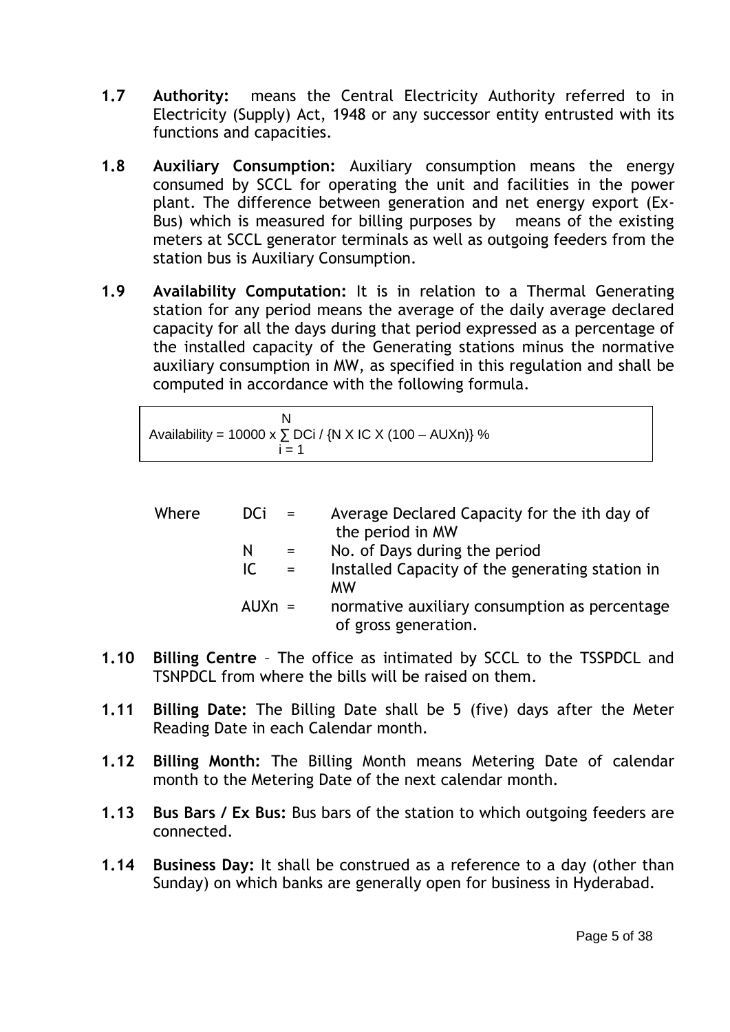**1.7 Authority:** means the Central Electricity Authority referred to in Electricity (Supply) Act, 1948 or any successor entity entrusted with its functions and capacities.

**1.8 Auxiliary Consumption:** Auxiliary consumption means the energy consumed by SCCL for operating the unit and facilities in the power plant. The difference between generation and net energy export (Ex-Bus) which is measured for billing purposes by means of the existing meters at SCCL generator terminals as well as outgoing feeders from the station bus is Auxiliary Consumption.

**1.9 Availability Computation:** It is in relation to a Thermal Generating station for any period means the average of the daily average declared capacity for all the days during that period expressed as a percentage of the installed capacity of the Generating stations minus the normative auxiliary consumption in MW, as specified in this regulation and shall be computed in accordance with the following formula.

$$\text{Availability} = 10000 \times \sum_{i=1}^{N} DCi / \{N \times IC \times (100 - AUXn)\} \%$$

Where

- DCi = Average Declared Capacity for the ith day of the period in MW
- N = No. of Days during the period
- IC = Installed Capacity of the generating station in MW
- AUXn = normative auxiliary consumption as percentage of gross generation.

**1.10 Billing Centre** – The office as intimated by SCCL to the TSSPDCL and TSNPDCL from where the bills will be raised on them.

**1.11 Billing Date:** The Billing Date shall be 5 (five) days after the Meter Reading Date in each Calendar month.

**1.12 Billing Month:** The Billing Month means Metering Date of calendar month to the Metering Date of the next calendar month.

**1.13 Bus Bars / Ex Bus:** Bus bars of the station to which outgoing feeders are connected.

**1.14 Business Day:** It shall be construed as a reference to a day (other than Sunday) on which banks are generally open for business in Hyderabad.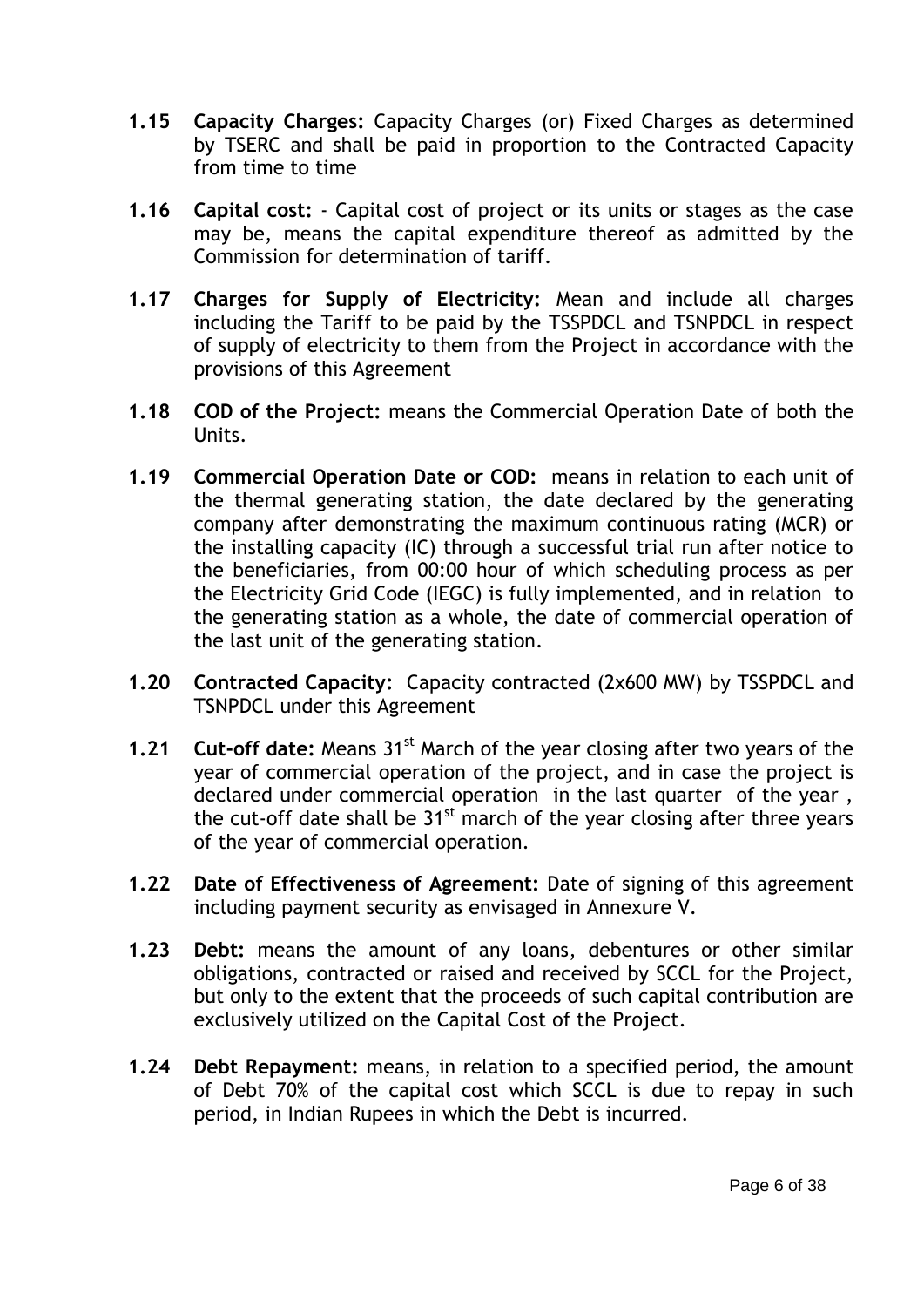**1.15 Capacity Charges:** Capacity Charges (or) Fixed Charges as determined by TSERC and shall be paid in proportion to the Contracted Capacity from time to time

**1.16 Capital cost:** - Capital cost of project or its units or stages as the case may be, means the capital expenditure thereof as admitted by the Commission for determination of tariff.

**1.17 Charges for Supply of Electricity:** Mean and include all charges including the Tariff to be paid by the TSSPDCL and TSNPDCL in respect of supply of electricity to them from the Project in accordance with the provisions of this Agreement

**1.18 COD of the Project:** means the Commercial Operation Date of both the Units.

**1.19 Commercial Operation Date or COD:** means in relation to each unit of the thermal generating station, the date declared by the generating company after demonstrating the maximum continuous rating (MCR) or the installing capacity (IC) through a successful trial run after notice to the beneficiaries, from 00:00 hour of which scheduling process as per the Electricity Grid Code (IEGC) is fully implemented, and in relation to the generating station as a whole, the date of commercial operation of the last unit of the generating station.

**1.20 Contracted Capacity:** Capacity contracted (2x600 MW) by TSSPDCL and TSNPDCL under this Agreement

**1.21 Cut-off date:** Means 31st March of the year closing after two years of the year of commercial operation of the project, and in case the project is declared under commercial operation in the last quarter of the year , the cut-off date shall be 31st march of the year closing after three years of the year of commercial operation.

**1.22 Date of Effectiveness of Agreement:** Date of signing of this agreement including payment security as envisaged in Annexure V.

**1.23 Debt:** means the amount of any loans, debentures or other similar obligations, contracted or raised and received by SCCL for the Project, but only to the extent that the proceeds of such capital contribution are exclusively utilized on the Capital Cost of the Project.

**1.24 Debt Repayment:** means, in relation to a specified period, the amount of Debt 70% of the capital cost which SCCL is due to repay in such period, in Indian Rupees in which the Debt is incurred.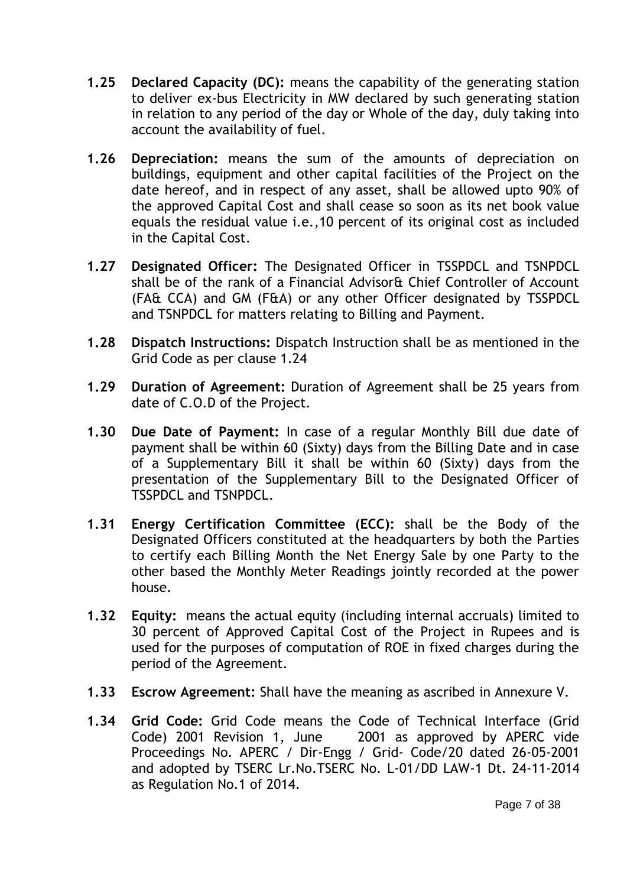**1.25 Declared Capacity (DC):** means the capability of the generating station to deliver ex-bus Electricity in MW declared by such generating station in relation to any period of the day or Whole of the day, duly taking into account the availability of fuel.

**1.26 Depreciation:** means the sum of the amounts of depreciation on buildings, equipment and other capital facilities of the Project on the date hereof, and in respect of any asset, shall be allowed upto 90% of the approved Capital Cost and shall cease so soon as its net book value equals the residual value i.e.,10 percent of its original cost as included in the Capital Cost.

**1.27 Designated Officer:** The Designated Officer in TSSPDCL and TSNPDCL shall be of the rank of a Financial Advisor& Chief Controller of Account (FA& CCA) and GM (F&A) or any other Officer designated by TSSPDCL and TSNPDCL for matters relating to Billing and Payment.

**1.28 Dispatch Instructions:** Dispatch Instruction shall be as mentioned in the Grid Code as per clause 1.24

**1.29 Duration of Agreement:** Duration of Agreement shall be 25 years from date of C.O.D of the Project.

**1.30 Due Date of Payment:** In case of a regular Monthly Bill due date of payment shall be within 60 (Sixty) days from the Billing Date and in case of a Supplementary Bill it shall be within 60 (Sixty) days from the presentation of the Supplementary Bill to the Designated Officer of TSSPDCL and TSNPDCL.

**1.31 Energy Certification Committee (ECC):** shall be the Body of the Designated Officers constituted at the headquarters by both the Parties to certify each Billing Month the Net Energy Sale by one Party to the other based the Monthly Meter Readings jointly recorded at the power house.

**1.32 Equity:** means the actual equity (including internal accruals) limited to 30 percent of Approved Capital Cost of the Project in Rupees and is used for the purposes of computation of ROE in fixed charges during the period of the Agreement.

**1.33 Escrow Agreement:** Shall have the meaning as ascribed in Annexure V.

**1.34 Grid Code:** Grid Code means the Code of Technical Interface (Grid Code) 2001 Revision 1, June 2001 as approved by APERC vide Proceedings No. APERC / Dir-Engg / Grid- Code/20 dated 26-05-2001 and adopted by TSERC Lr.No.TSERC No. L-01/DD LAW-1 Dt. 24-11-2014 as Regulation No.1 of 2014.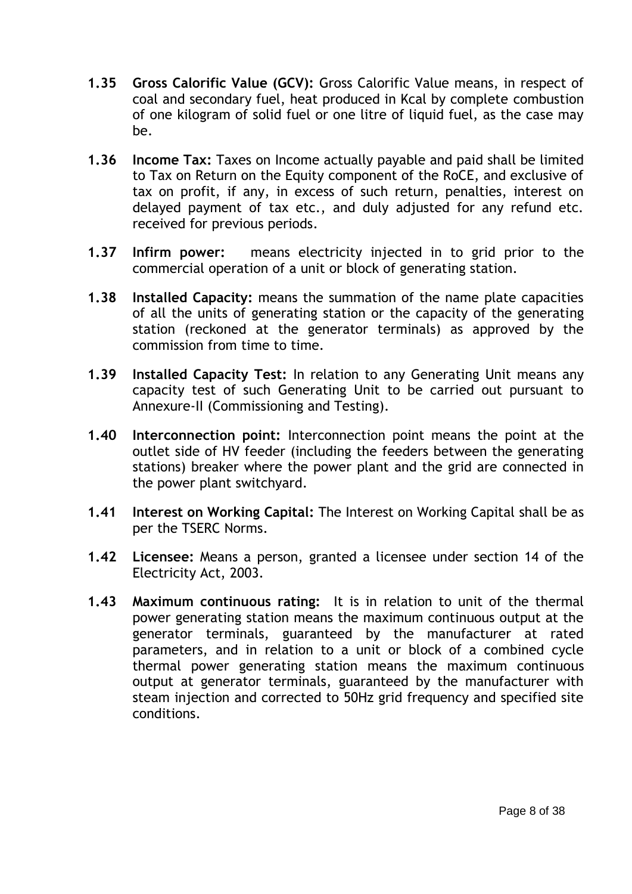**1.35 Gross Calorific Value (GCV):** Gross Calorific Value means, in respect of coal and secondary fuel, heat produced in Kcal by complete combustion of one kilogram of solid fuel or one litre of liquid fuel, as the case may be.

**1.36 Income Tax:** Taxes on Income actually payable and paid shall be limited to Tax on Return on the Equity component of the RoCE, and exclusive of tax on profit, if any, in excess of such return, penalties, interest on delayed payment of tax etc., and duly adjusted for any refund etc. received for previous periods.

**1.37 Infirm power:** means electricity injected in to grid prior to the commercial operation of a unit or block of generating station.

**1.38 Installed Capacity:** means the summation of the name plate capacities of all the units of generating station or the capacity of the generating station (reckoned at the generator terminals) as approved by the commission from time to time.

**1.39 Installed Capacity Test:** In relation to any Generating Unit means any capacity test of such Generating Unit to be carried out pursuant to Annexure-II (Commissioning and Testing).

**1.40 Interconnection point:** Interconnection point means the point at the outlet side of HV feeder (including the feeders between the generating stations) breaker where the power plant and the grid are connected in the power plant switchyard.

**1.41 Interest on Working Capital:** The Interest on Working Capital shall be as per the TSERC Norms.

**1.42 Licensee:** Means a person, granted a licensee under section 14 of the Electricity Act, 2003.

**1.43 Maximum continuous rating:** It is in relation to unit of the thermal power generating station means the maximum continuous output at the generator terminals, guaranteed by the manufacturer at rated parameters, and in relation to a unit or block of a combined cycle thermal power generating station means the maximum continuous output at generator terminals, guaranteed by the manufacturer with steam injection and corrected to 50Hz grid frequency and specified site conditions.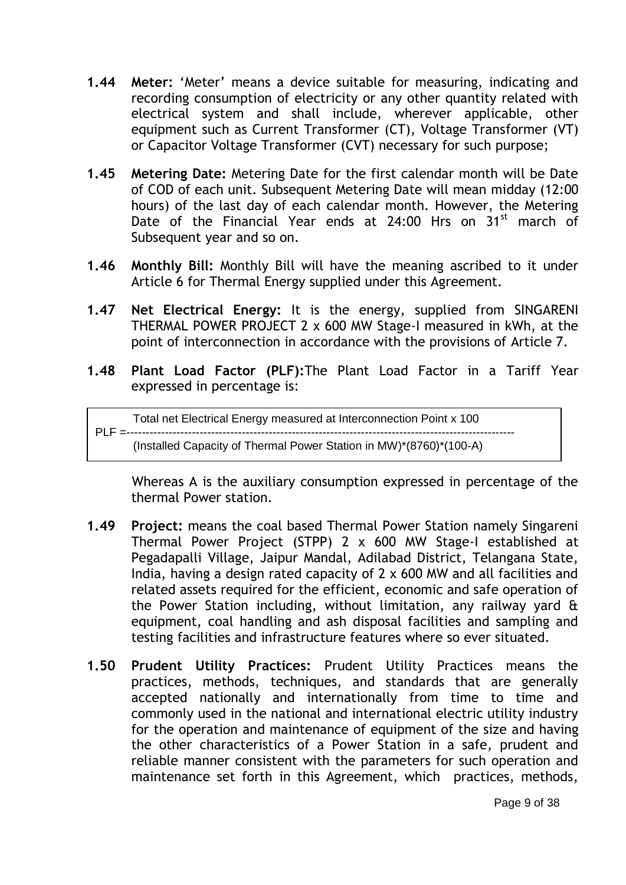**1.44 Meter:** 'Meter' means a device suitable for measuring, indicating and recording consumption of electricity or any other quantity related with electrical system and shall include, wherever applicable, other equipment such as Current Transformer (CT), Voltage Transformer (VT) or Capacitor Voltage Transformer (CVT) necessary for such purpose;

**1.45 Metering Date:** Metering Date for the first calendar month will be Date of COD of each unit. Subsequent Metering Date will mean midday (12:00 hours) of the last day of each calendar month. However, the Metering Date of the Financial Year ends at 24:00 Hrs on 31st march of Subsequent year and so on.

**1.46 Monthly Bill:** Monthly Bill will have the meaning ascribed to it under Article 6 for Thermal Energy supplied under this Agreement.

**1.47 Net Electrical Energy:** It is the energy, supplied from SINGARENI THERMAL POWER PROJECT 2 x 600 MW Stage-I measured in kWh, at the point of interconnection in accordance with the provisions of Article 7.

**1.48 Plant Load Factor (PLF):** The Plant Load Factor in a Tariff Year expressed in percentage is:

$$PLF = \frac{\text{Total net Electrical Energy measured at Interconnection Point} \times 100}{(\text{Installed Capacity of Thermal Power Station in MW}) \times (8760) \times (100-A)}$$

Whereas A is the auxiliary consumption expressed in percentage of the thermal Power station.

**1.49 Project:** means the coal based Thermal Power Station namely Singareni Thermal Power Project (STPP) 2 x 600 MW Stage-I established at Pegadapalli Village, Jaipur Mandal, Adilabad District, Telangana State, India, having a design rated capacity of 2 x 600 MW and all facilities and related assets required for the efficient, economic and safe operation of the Power Station including, without limitation, any railway yard & equipment, coal handling and ash disposal facilities and sampling and testing facilities and infrastructure features where so ever situated.

**1.50 Prudent Utility Practices:** Prudent Utility Practices means the practices, methods, techniques, and standards that are generally accepted nationally and internationally from time to time and commonly used in the national and international electric utility industry for the operation and maintenance of equipment of the size and having the other characteristics of a Power Station in a safe, prudent and reliable manner consistent with the parameters for such operation and maintenance set forth in this Agreement, which practices, methods,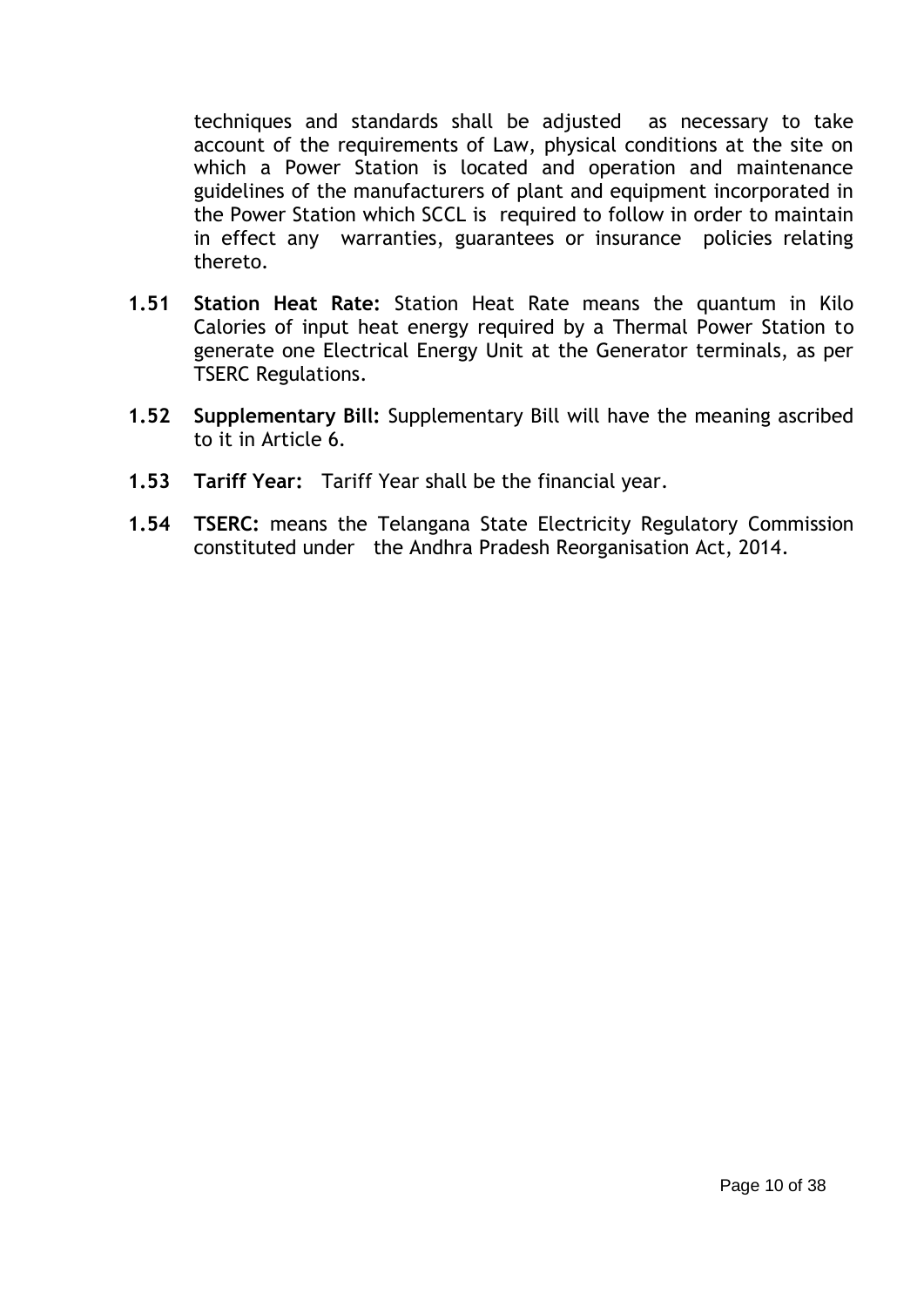techniques and standards shall be adjusted as necessary to take account of the requirements of Law, physical conditions at the site on which a Power Station is located and operation and maintenance guidelines of the manufacturers of plant and equipment incorporated in the Power Station which SCCL is required to follow in order to maintain in effect any warranties, guarantees or insurance policies relating thereto.

**1.51** **Station Heat Rate:** Station Heat Rate means the quantum in Kilo Calories of input heat energy required by a Thermal Power Station to generate one Electrical Energy Unit at the Generator terminals, as per TSERC Regulations.

**1.52** **Supplementary Bill:** Supplementary Bill will have the meaning ascribed to it in Article 6.

**1.53** **Tariff Year:** Tariff Year shall be the financial year.

**1.54** **TSERC:** means the Telangana State Electricity Regulatory Commission constituted under the Andhra Pradesh Reorganisation Act, 2014.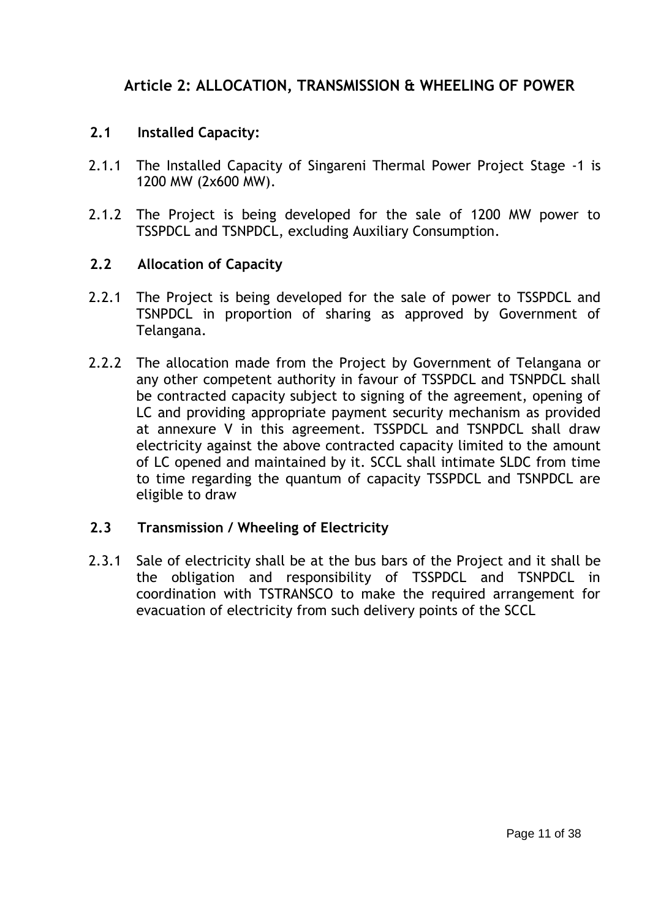## Article 2: ALLOCATION, TRANSMISSION & WHEELING OF POWER

### 2.1 Installed Capacity:

2.1.1 The Installed Capacity of Singareni Thermal Power Project Stage -1 is 1200 MW (2x600 MW).

2.1.2 The Project is being developed for the sale of 1200 MW power to TSSPDCL and TSNPDCL, excluding Auxiliary Consumption.

### 2.2 Allocation of Capacity

2.2.1 The Project is being developed for the sale of power to TSSPDCL and TSNPDCL in proportion of sharing as approved by Government of Telangana.

2.2.2 The allocation made from the Project by Government of Telangana or any other competent authority in favour of TSSPDCL and TSNPDCL shall be contracted capacity subject to signing of the agreement, opening of LC and providing appropriate payment security mechanism as provided at annexure V in this agreement. TSSPDCL and TSNPDCL shall draw electricity against the above contracted capacity limited to the amount of LC opened and maintained by it. SCCL shall intimate SLDC from time to time regarding the quantum of capacity TSSPDCL and TSNPDCL are eligible to draw

### 2.3 Transmission / Wheeling of Electricity

2.3.1 Sale of electricity shall be at the bus bars of the Project and it shall be the obligation and responsibility of TSSPDCL and TSNPDCL in coordination with TSTRANSCO to make the required arrangement for evacuation of electricity from such delivery points of the SCCL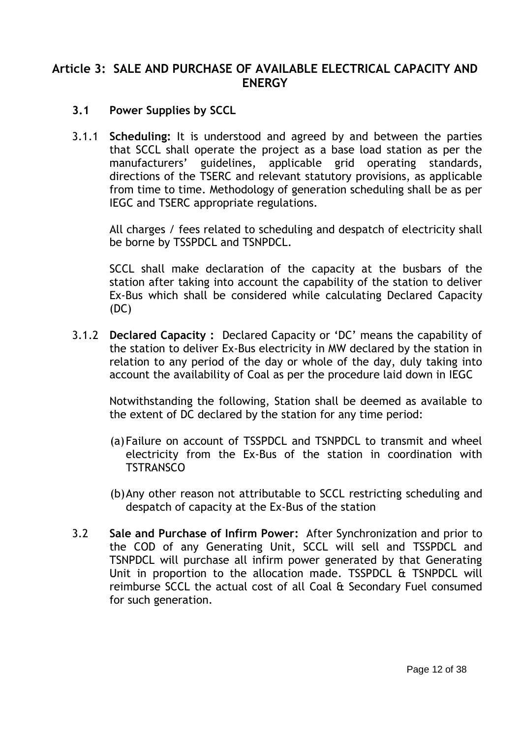## Article 3: SALE AND PURCHASE OF AVAILABLE ELECTRICAL CAPACITY AND ENERGY

### 3.1 Power Supplies by SCCL

3.1.1 **Scheduling:** It is understood and agreed by and between the parties that SCCL shall operate the project as a base load station as per the manufacturers' guidelines, applicable grid operating standards, directions of the TSERC and relevant statutory provisions, as applicable from time to time. Methodology of generation scheduling shall be as per IEGC and TSERC appropriate regulations.

All charges / fees related to scheduling and despatch of electricity shall be borne by TSSPDCL and TSNPDCL.

SCCL shall make declaration of the capacity at the busbars of the station after taking into account the capability of the station to deliver Ex-Bus which shall be considered while calculating Declared Capacity (DC)

3.1.2 **Declared Capacity :** Declared Capacity or 'DC' means the capability of the station to deliver Ex-Bus electricity in MW declared by the station in relation to any period of the day or whole of the day, duly taking into account the availability of Coal as per the procedure laid down in IEGC

Notwithstanding the following, Station shall be deemed as available to the extent of DC declared by the station for any time period:

(a) Failure on account of TSSPDCL and TSNPDCL to transmit and wheel electricity from the Ex-Bus of the station in coordination with TSTRANSCO

(b) Any other reason not attributable to SCCL restricting scheduling and despatch of capacity at the Ex-Bus of the station

3.2 **Sale and Purchase of Infirm Power:** After Synchronization and prior to the COD of any Generating Unit, SCCL will sell and TSSPDCL and TSNPDCL will purchase all infirm power generated by that Generating Unit in proportion to the allocation made. TSSPDCL & TSNPDCL will reimburse SCCL the actual cost of all Coal & Secondary Fuel consumed for such generation.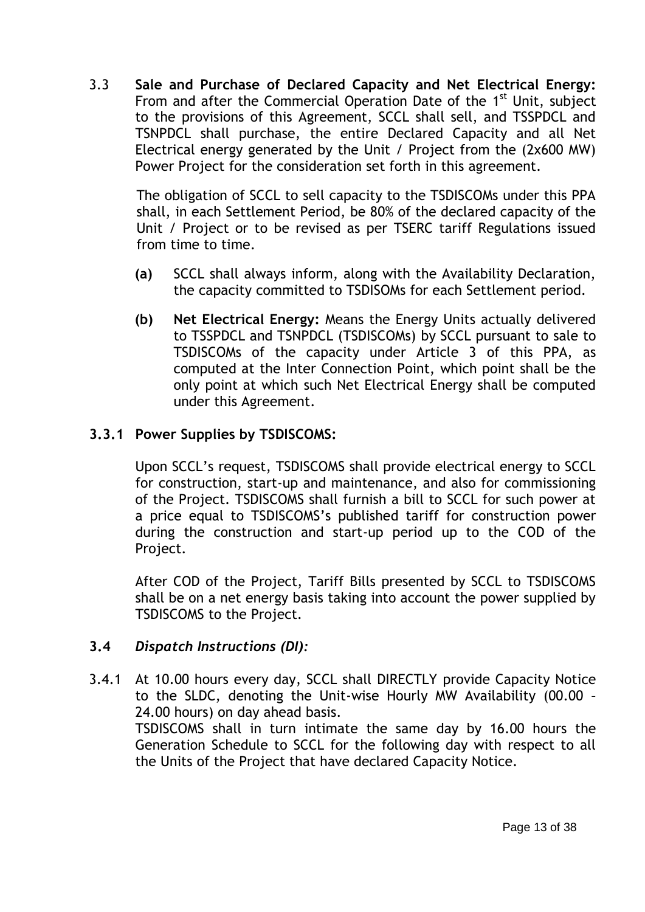3.3 **Sale and Purchase of Declared Capacity and Net Electrical Energy:** From and after the Commercial Operation Date of the 1st Unit, subject to the provisions of this Agreement, SCCL shall sell, and TSSPDCL and TSNPDCL shall purchase, the entire Declared Capacity and all Net Electrical energy generated by the Unit / Project from the (2x600 MW) Power Project for the consideration set forth in this agreement.

The obligation of SCCL to sell capacity to the TSDISCOMs under this PPA shall, in each Settlement Period, be 80% of the declared capacity of the Unit / Project or to be revised as per TSERC tariff Regulations issued from time to time.

**(a)** SCCL shall always inform, along with the Availability Declaration, the capacity committed to TSDISOMs for each Settlement period.

**(b)** **Net Electrical Energy:** Means the Energy Units actually delivered to TSSPDCL and TSNPDCL (TSDISCOMs) by SCCL pursuant to sale to TSDISCOMs of the capacity under Article 3 of this PPA, as computed at the Inter Connection Point, which point shall be the only point at which such Net Electrical Energy shall be computed under this Agreement.

**3.3.1 Power Supplies by TSDISCOMS:**

Upon SCCL's request, TSDISCOMS shall provide electrical energy to SCCL for construction, start-up and maintenance, and also for commissioning of the Project. TSDISCOMS shall furnish a bill to SCCL for such power at a price equal to TSDISCOMS's published tariff for construction power during the construction and start-up period up to the COD of the Project.

After COD of the Project, Tariff Bills presented by SCCL to TSDISCOMS shall be on a net energy basis taking into account the power supplied by TSDISCOMS to the Project.

**3.4** ***Dispatch Instructions (DI):***

3.4.1 At 10.00 hours every day, SCCL shall DIRECTLY provide Capacity Notice to the SLDC, denoting the Unit-wise Hourly MW Availability (00.00 – 24.00 hours) on day ahead basis.
TSDISCOMS shall in turn intimate the same day by 16.00 hours the Generation Schedule to SCCL for the following day with respect to all the Units of the Project that have declared Capacity Notice.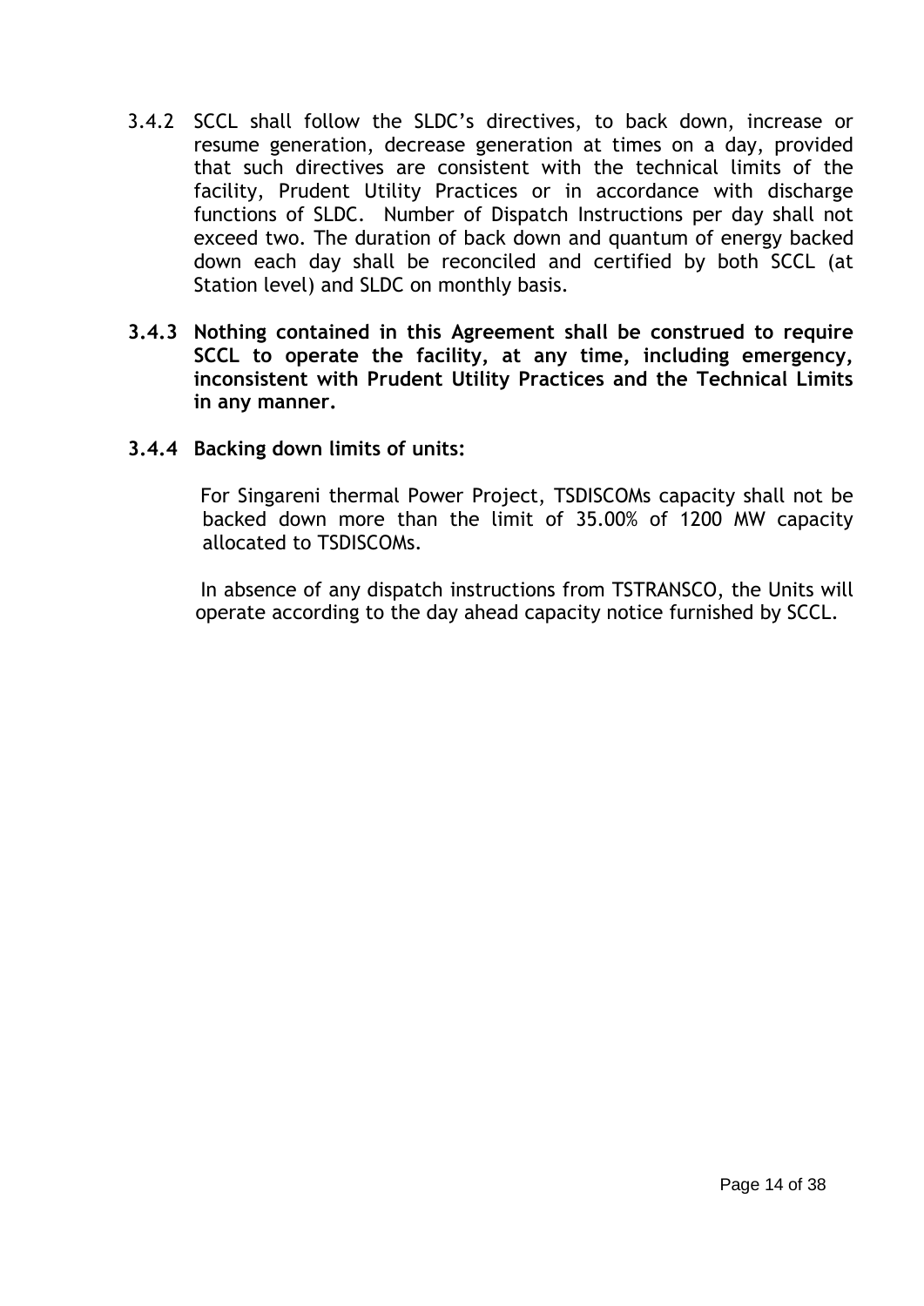3.4.2 SCCL shall follow the SLDC's directives, to back down, increase or resume generation, decrease generation at times on a day, provided that such directives are consistent with the technical limits of the facility, Prudent Utility Practices or in accordance with discharge functions of SLDC. Number of Dispatch Instructions per day shall not exceed two. The duration of back down and quantum of energy backed down each day shall be reconciled and certified by both SCCL (at Station level) and SLDC on monthly basis.

**3.4.3 Nothing contained in this Agreement shall be construed to require SCCL to operate the facility, at any time, including emergency, inconsistent with Prudent Utility Practices and the Technical Limits in any manner.**

**3.4.4 Backing down limits of units:**

For Singareni thermal Power Project, TSDISCOMs capacity shall not be backed down more than the limit of 35.00% of 1200 MW capacity allocated to TSDISCOMs.

In absence of any dispatch instructions from TSTRANSCO, the Units will operate according to the day ahead capacity notice furnished by SCCL.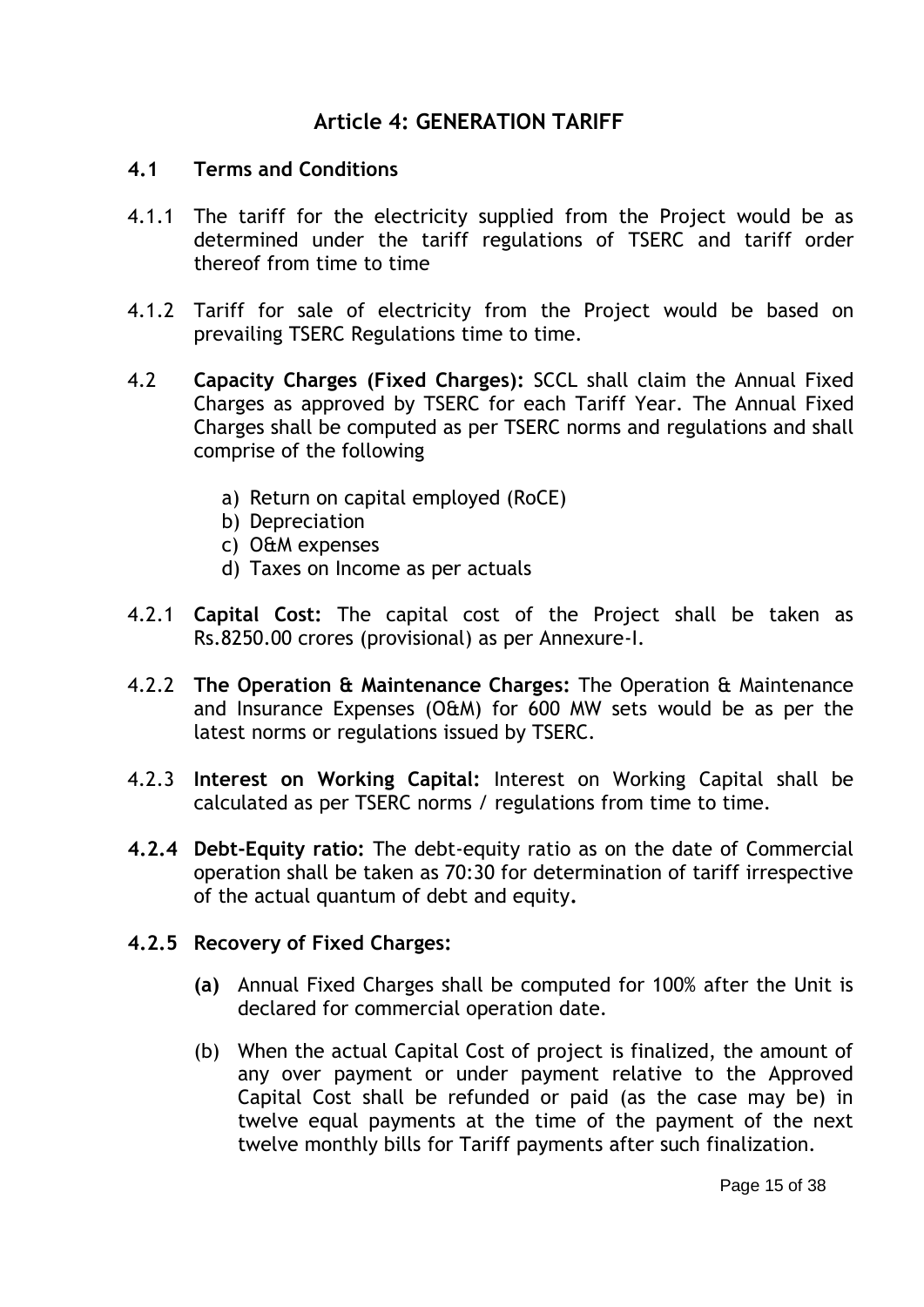## Article 4: GENERATION TARIFF

### 4.1 Terms and Conditions

4.1.1 The tariff for the electricity supplied from the Project would be as determined under the tariff regulations of TSERC and tariff order thereof from time to time

4.1.2 Tariff for sale of electricity from the Project would be based on prevailing TSERC Regulations time to time.

4.2 **Capacity Charges (Fixed Charges):** SCCL shall claim the Annual Fixed Charges as approved by TSERC for each Tariff Year. The Annual Fixed Charges shall be computed as per TSERC norms and regulations and shall comprise of the following

a) Return on capital employed (RoCE)
b) Depreciation
c) O&M expenses
d) Taxes on Income as per actuals

4.2.1 **Capital Cost:** The capital cost of the Project shall be taken as Rs.8250.00 crores (provisional) as per Annexure-I.

4.2.2 **The Operation & Maintenance Charges:** The Operation & Maintenance and Insurance Expenses (O&M) for 600 MW sets would be as per the latest norms or regulations issued by TSERC.

4.2.3 **Interest on Working Capital:** Interest on Working Capital shall be calculated as per TSERC norms / regulations from time to time.

**4.2.4 Debt-Equity ratio:** The debt-equity ratio as on the date of Commercial operation shall be taken as 70:30 for determination of tariff irrespective of the actual quantum of debt and equity**.**

**4.2.5 Recovery of Fixed Charges:**

**(a)** Annual Fixed Charges shall be computed for 100% after the Unit is declared for commercial operation date.

(b) When the actual Capital Cost of project is finalized, the amount of any over payment or under payment relative to the Approved Capital Cost shall be refunded or paid (as the case may be) in twelve equal payments at the time of the payment of the next twelve monthly bills for Tariff payments after such finalization.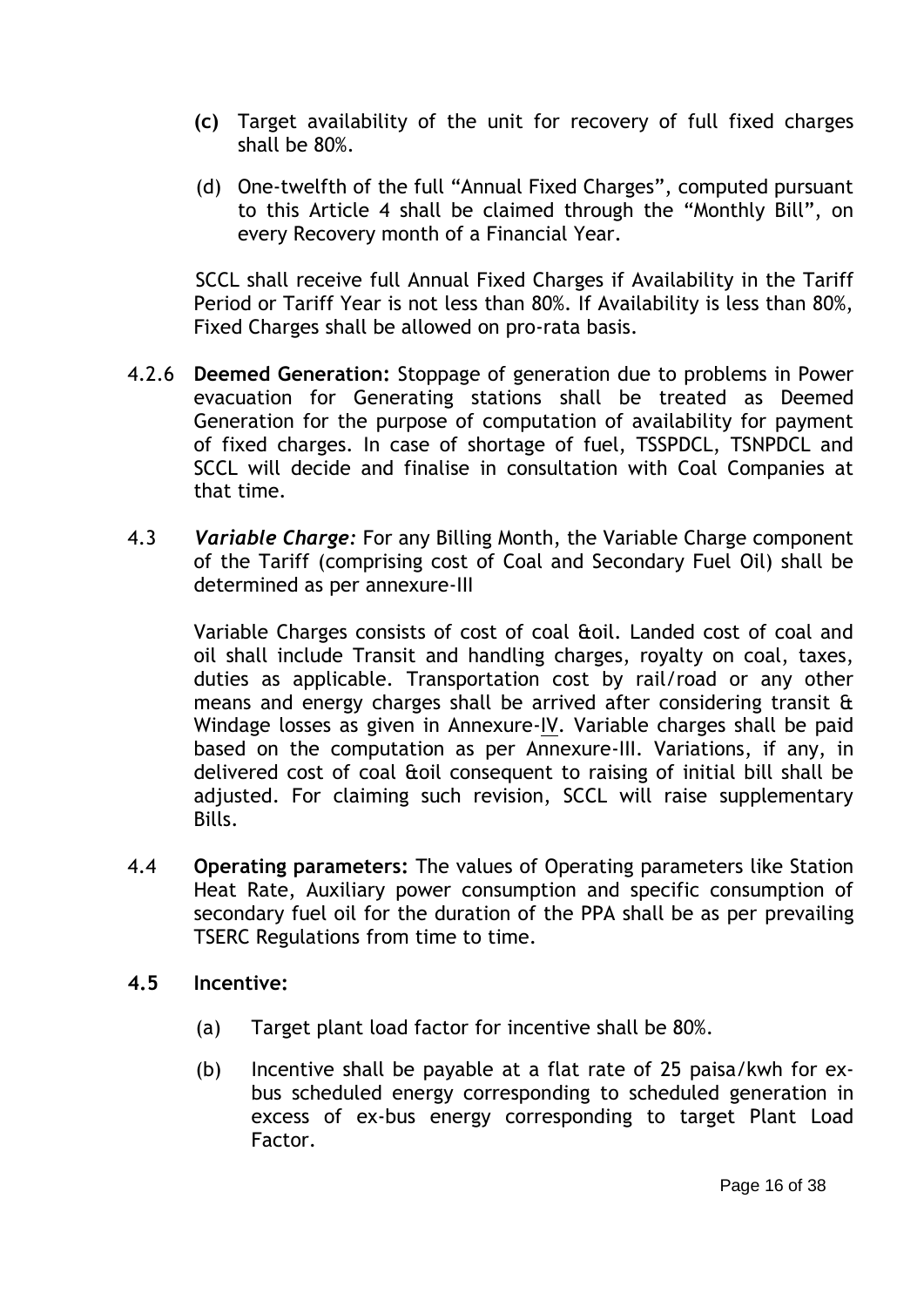**(c)** Target availability of the unit for recovery of full fixed charges shall be 80%.

(d) One-twelfth of the full "Annual Fixed Charges", computed pursuant to this Article 4 shall be claimed through the "Monthly Bill", on every Recovery month of a Financial Year.

SCCL shall receive full Annual Fixed Charges if Availability in the Tariff Period or Tariff Year is not less than 80%. If Availability is less than 80%, Fixed Charges shall be allowed on pro-rata basis.

4.2.6 **Deemed Generation:** Stoppage of generation due to problems in Power evacuation for Generating stations shall be treated as Deemed Generation for the purpose of computation of availability for payment of fixed charges. In case of shortage of fuel, TSSPDCL, TSNPDCL and SCCL will decide and finalise in consultation with Coal Companies at that time.

4.3 ***Variable Charge:*** For any Billing Month, the Variable Charge component of the Tariff (comprising cost of Coal and Secondary Fuel Oil) shall be determined as per annexure-III

Variable Charges consists of cost of coal &oil. Landed cost of coal and oil shall include Transit and handling charges, royalty on coal, taxes, duties as applicable. Transportation cost by rail/road or any other means and energy charges shall be arrived after considering transit & Windage losses as given in Annexure-IV. Variable charges shall be paid based on the computation as per Annexure-III. Variations, if any, in delivered cost of coal &oil consequent to raising of initial bill shall be adjusted. For claiming such revision, SCCL will raise supplementary Bills.

4.4 **Operating parameters:** The values of Operating parameters like Station Heat Rate, Auxiliary power consumption and specific consumption of secondary fuel oil for the duration of the PPA shall be as per prevailing TSERC Regulations from time to time.

**4.5 Incentive:**

(a) Target plant load factor for incentive shall be 80%.

(b) Incentive shall be payable at a flat rate of 25 paisa/kwh for ex-bus scheduled energy corresponding to scheduled generation in excess of ex-bus energy corresponding to target Plant Load Factor.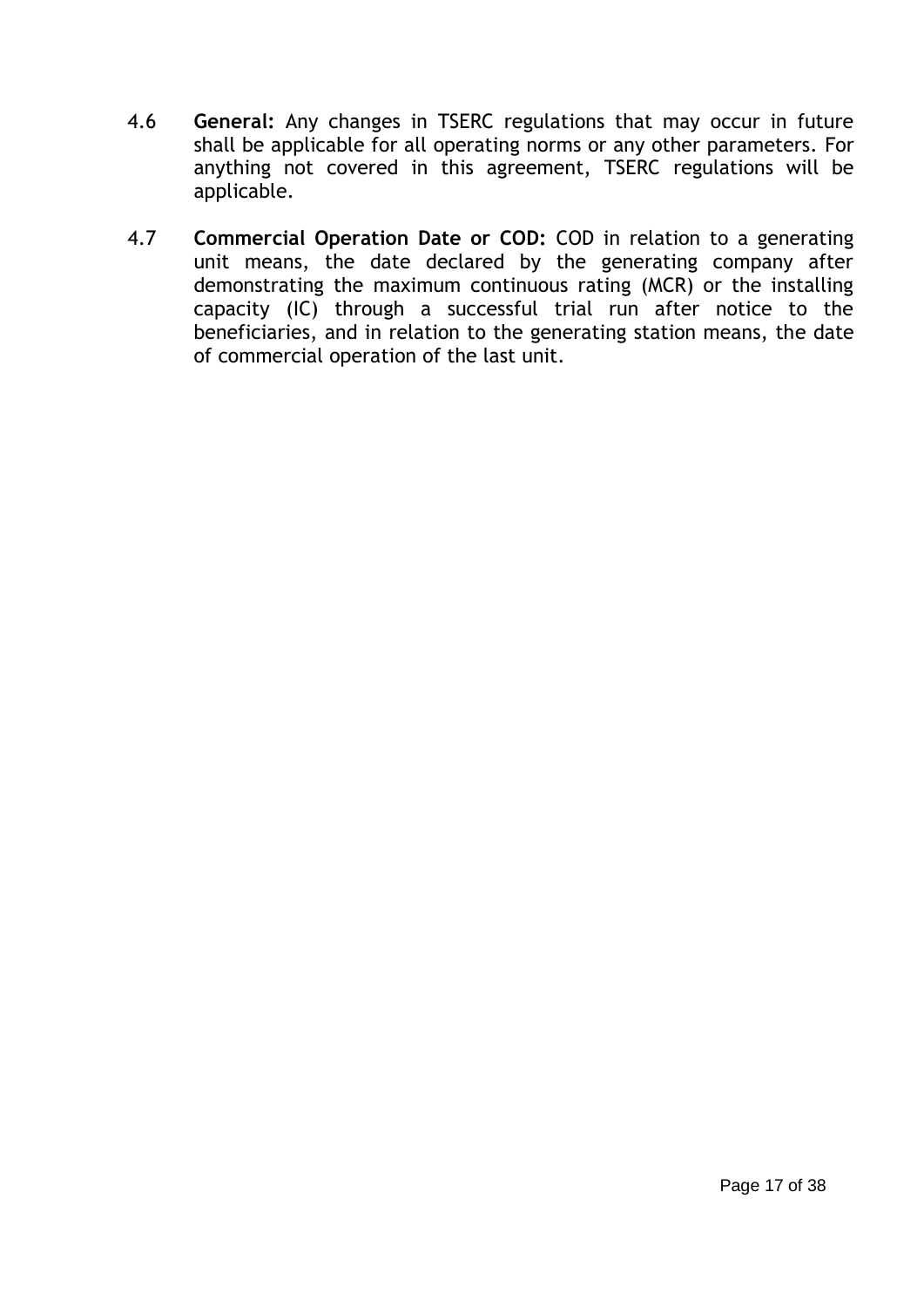4.6 **General:** Any changes in TSERC regulations that may occur in future shall be applicable for all operating norms or any other parameters. For anything not covered in this agreement, TSERC regulations will be applicable.

4.7 **Commercial Operation Date or COD:** COD in relation to a generating unit means, the date declared by the generating company after demonstrating the maximum continuous rating (MCR) or the installing capacity (IC) through a successful trial run after notice to the beneficiaries, and in relation to the generating station means, the date of commercial operation of the last unit.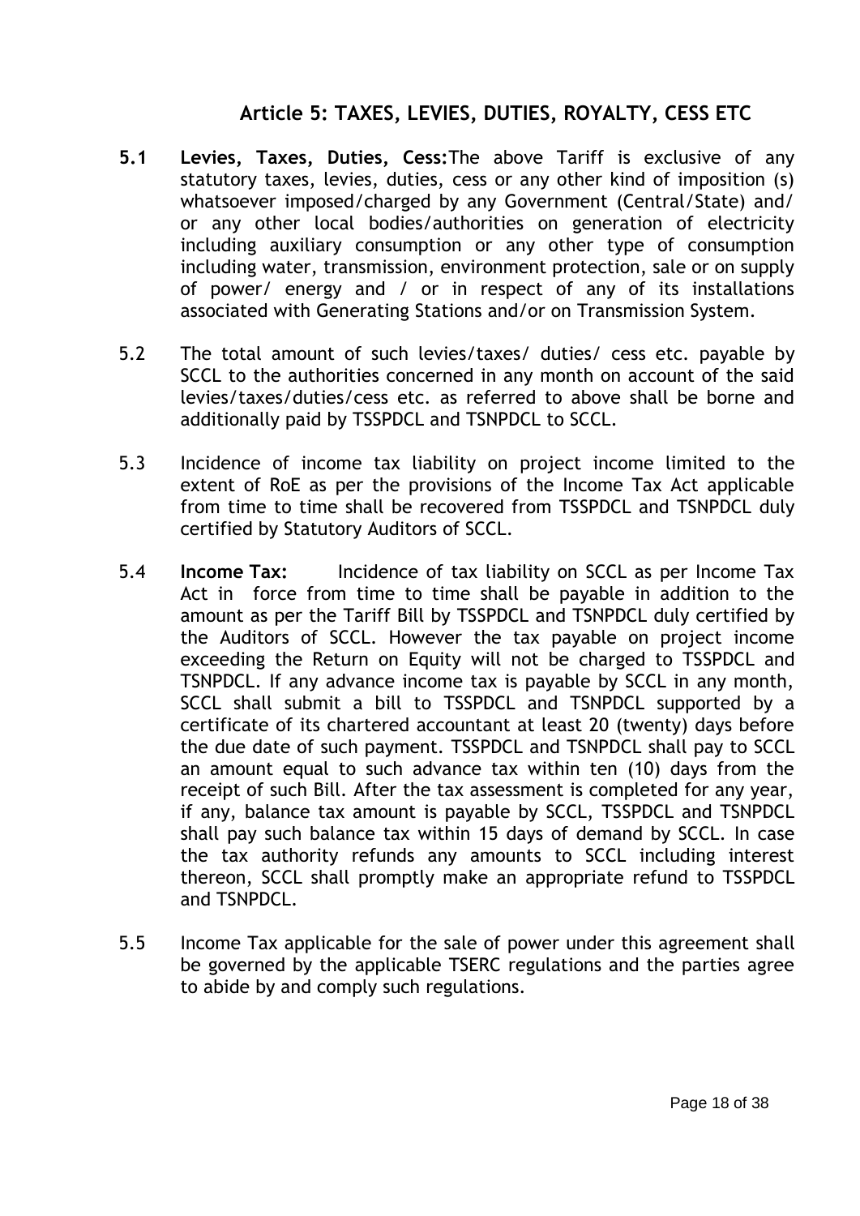## Article 5: TAXES, LEVIES, DUTIES, ROYALTY, CESS ETC

**5.1 Levies, Taxes, Duties, Cess:** The above Tariff is exclusive of any statutory taxes, levies, duties, cess or any other kind of imposition (s) whatsoever imposed/charged by any Government (Central/State) and/ or any other local bodies/authorities on generation of electricity including auxiliary consumption or any other type of consumption including water, transmission, environment protection, sale or on supply of power/ energy and / or in respect of any of its installations associated with Generating Stations and/or on Transmission System.

5.2 The total amount of such levies/taxes/ duties/ cess etc. payable by SCCL to the authorities concerned in any month on account of the said levies/taxes/duties/cess etc. as referred to above shall be borne and additionally paid by TSSPDCL and TSNPDCL to SCCL.

5.3 Incidence of income tax liability on project income limited to the extent of RoE as per the provisions of the Income Tax Act applicable from time to time shall be recovered from TSSPDCL and TSNPDCL duly certified by Statutory Auditors of SCCL.

5.4 **Income Tax:** Incidence of tax liability on SCCL as per Income Tax Act in force from time to time shall be payable in addition to the amount as per the Tariff Bill by TSSPDCL and TSNPDCL duly certified by the Auditors of SCCL. However the tax payable on project income exceeding the Return on Equity will not be charged to TSSPDCL and TSNPDCL. If any advance income tax is payable by SCCL in any month, SCCL shall submit a bill to TSSPDCL and TSNPDCL supported by a certificate of its chartered accountant at least 20 (twenty) days before the due date of such payment. TSSPDCL and TSNPDCL shall pay to SCCL an amount equal to such advance tax within ten (10) days from the receipt of such Bill. After the tax assessment is completed for any year, if any, balance tax amount is payable by SCCL, TSSPDCL and TSNPDCL shall pay such balance tax within 15 days of demand by SCCL. In case the tax authority refunds any amounts to SCCL including interest thereon, SCCL shall promptly make an appropriate refund to TSSPDCL and TSNPDCL.

5.5 Income Tax applicable for the sale of power under this agreement shall be governed by the applicable TSERC regulations and the parties agree to abide by and comply such regulations.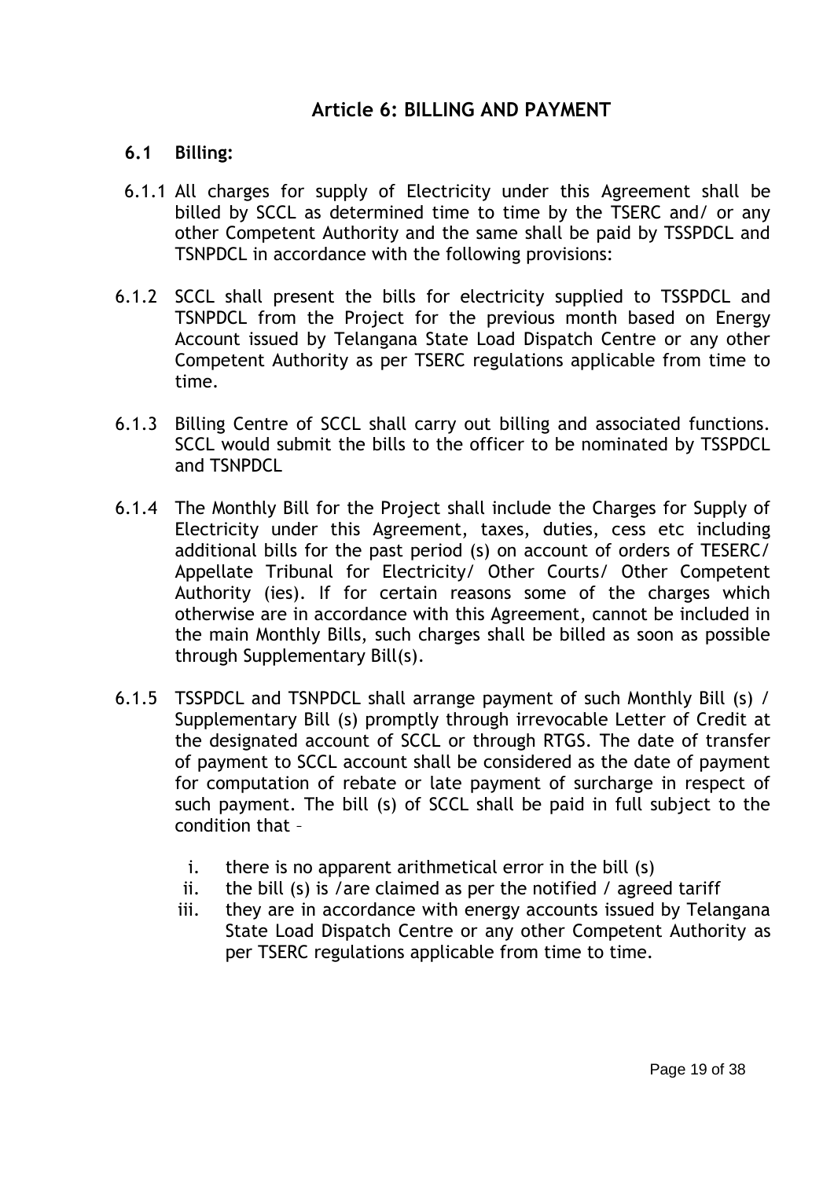## Article 6: BILLING AND PAYMENT

### 6.1 Billing:

6.1.1 All charges for supply of Electricity under this Agreement shall be billed by SCCL as determined time to time by the TSERC and/ or any other Competent Authority and the same shall be paid by TSSPDCL and TSNPDCL in accordance with the following provisions:

6.1.2 SCCL shall present the bills for electricity supplied to TSSPDCL and TSNPDCL from the Project for the previous month based on Energy Account issued by Telangana State Load Dispatch Centre or any other Competent Authority as per TSERC regulations applicable from time to time.

6.1.3 Billing Centre of SCCL shall carry out billing and associated functions. SCCL would submit the bills to the officer to be nominated by TSSPDCL and TSNPDCL

6.1.4 The Monthly Bill for the Project shall include the Charges for Supply of Electricity under this Agreement, taxes, duties, cess etc including additional bills for the past period (s) on account of orders of TESERC/ Appellate Tribunal for Electricity/ Other Courts/ Other Competent Authority (ies). If for certain reasons some of the charges which otherwise are in accordance with this Agreement, cannot be included in the main Monthly Bills, such charges shall be billed as soon as possible through Supplementary Bill(s).

6.1.5 TSSPDCL and TSNPDCL shall arrange payment of such Monthly Bill (s) / Supplementary Bill (s) promptly through irrevocable Letter of Credit at the designated account of SCCL or through RTGS. The date of transfer of payment to SCCL account shall be considered as the date of payment for computation of rebate or late payment of surcharge in respect of such payment. The bill (s) of SCCL shall be paid in full subject to the condition that –

i. there is no apparent arithmetical error in the bill (s)
ii. the bill (s) is /are claimed as per the notified / agreed tariff
iii. they are in accordance with energy accounts issued by Telangana State Load Dispatch Centre or any other Competent Authority as per TSERC regulations applicable from time to time.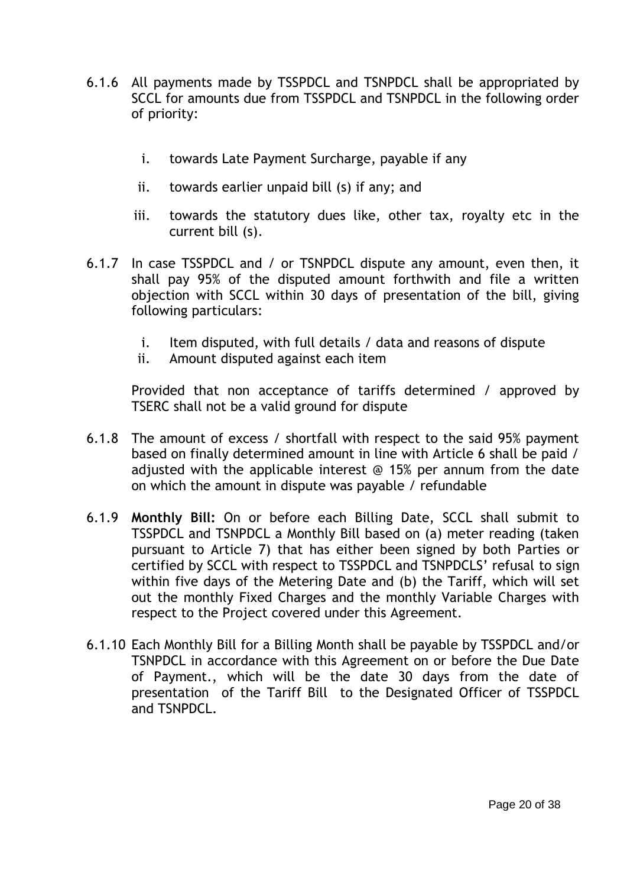6.1.6 All payments made by TSSPDCL and TSNPDCL shall be appropriated by SCCL for amounts due from TSSPDCL and TSNPDCL in the following order of priority:

   i. towards Late Payment Surcharge, payable if any

   ii. towards earlier unpaid bill (s) if any; and

   iii. towards the statutory dues like, other tax, royalty etc in the current bill (s).

6.1.7 In case TSSPDCL and / or TSNPDCL dispute any amount, even then, it shall pay 95% of the disputed amount forthwith and file a written objection with SCCL within 30 days of presentation of the bill, giving following particulars:

   i. Item disputed, with full details / data and reasons of dispute
   ii. Amount disputed against each item

   Provided that non acceptance of tariffs determined / approved by TSERC shall not be a valid ground for dispute

6.1.8 The amount of excess / shortfall with respect to the said 95% payment based on finally determined amount in line with Article 6 shall be paid / adjusted with the applicable interest @ 15% per annum from the date on which the amount in dispute was payable / refundable

6.1.9 **Monthly Bill:** On or before each Billing Date, SCCL shall submit to TSSPDCL and TSNPDCL a Monthly Bill based on (a) meter reading (taken pursuant to Article 7) that has either been signed by both Parties or certified by SCCL with respect to TSSPDCL and TSNPDCLS' refusal to sign within five days of the Metering Date and (b) the Tariff, which will set out the monthly Fixed Charges and the monthly Variable Charges with respect to the Project covered under this Agreement.

6.1.10 Each Monthly Bill for a Billing Month shall be payable by TSSPDCL and/or TSNPDCL in accordance with this Agreement on or before the Due Date of Payment., which will be the date 30 days from the date of presentation of the Tariff Bill to the Designated Officer of TSSPDCL and TSNPDCL.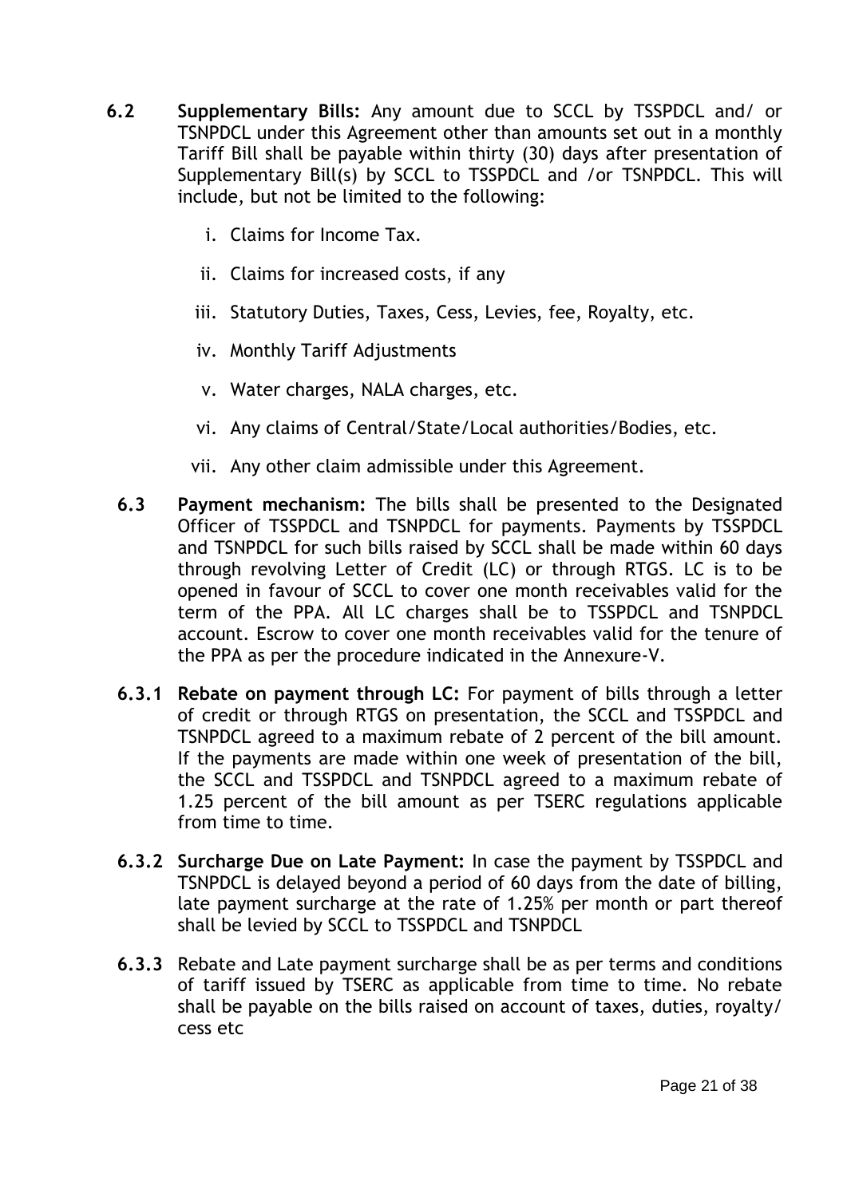**6.2 Supplementary Bills:** Any amount due to SCCL by TSSPDCL and/ or TSNPDCL under this Agreement other than amounts set out in a monthly Tariff Bill shall be payable within thirty (30) days after presentation of Supplementary Bill(s) by SCCL to TSSPDCL and /or TSNPDCL. This will include, but not be limited to the following:

i. Claims for Income Tax.

ii. Claims for increased costs, if any

iii. Statutory Duties, Taxes, Cess, Levies, fee, Royalty, etc.

iv. Monthly Tariff Adjustments

v. Water charges, NALA charges, etc.

vi. Any claims of Central/State/Local authorities/Bodies, etc.

vii. Any other claim admissible under this Agreement.

**6.3 Payment mechanism:** The bills shall be presented to the Designated Officer of TSSPDCL and TSNPDCL for payments. Payments by TSSPDCL and TSNPDCL for such bills raised by SCCL shall be made within 60 days through revolving Letter of Credit (LC) or through RTGS. LC is to be opened in favour of SCCL to cover one month receivables valid for the term of the PPA. All LC charges shall be to TSSPDCL and TSNPDCL account. Escrow to cover one month receivables valid for the tenure of the PPA as per the procedure indicated in the Annexure-V.

**6.3.1 Rebate on payment through LC:** For payment of bills through a letter of credit or through RTGS on presentation, the SCCL and TSSPDCL and TSNPDCL agreed to a maximum rebate of 2 percent of the bill amount. If the payments are made within one week of presentation of the bill, the SCCL and TSSPDCL and TSNPDCL agreed to a maximum rebate of 1.25 percent of the bill amount as per TSERC regulations applicable from time to time.

**6.3.2 Surcharge Due on Late Payment:** In case the payment by TSSPDCL and TSNPDCL is delayed beyond a period of 60 days from the date of billing, late payment surcharge at the rate of 1.25% per month or part thereof shall be levied by SCCL to TSSPDCL and TSNPDCL

**6.3.3** Rebate and Late payment surcharge shall be as per terms and conditions of tariff issued by TSERC as applicable from time to time. No rebate shall be payable on the bills raised on account of taxes, duties, royalty/ cess etc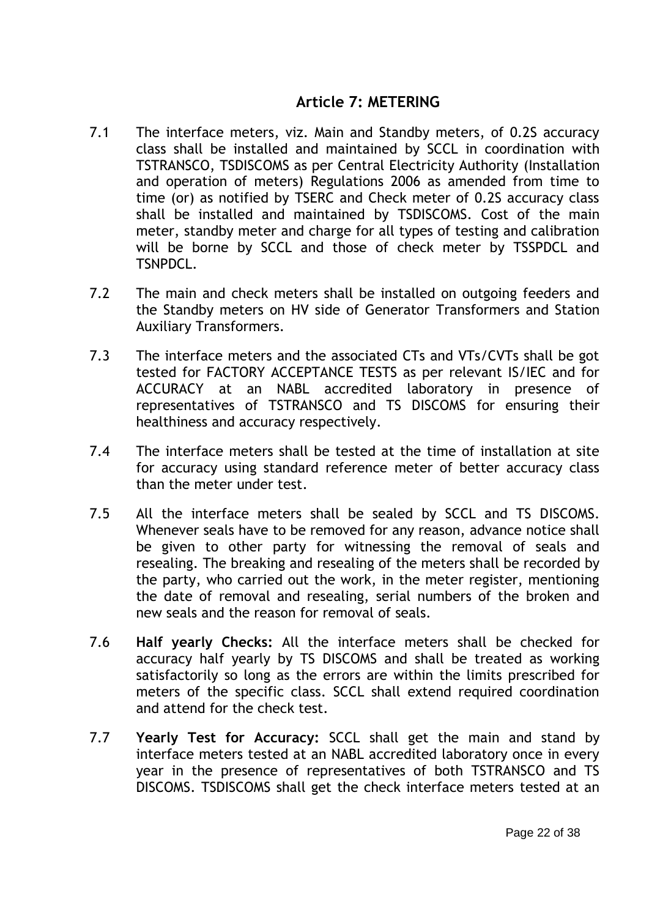## Article 7: METERING

7.1 The interface meters, viz. Main and Standby meters, of 0.2S accuracy class shall be installed and maintained by SCCL in coordination with TSTRANSCO, TSDISCOMS as per Central Electricity Authority (Installation and operation of meters) Regulations 2006 as amended from time to time (or) as notified by TSERC and Check meter of 0.2S accuracy class shall be installed and maintained by TSDISCOMS. Cost of the main meter, standby meter and charge for all types of testing and calibration will be borne by SCCL and those of check meter by TSSPDCL and TSNPDCL.

7.2 The main and check meters shall be installed on outgoing feeders and the Standby meters on HV side of Generator Transformers and Station Auxiliary Transformers.

7.3 The interface meters and the associated CTs and VTs/CVTs shall be got tested for FACTORY ACCEPTANCE TESTS as per relevant IS/IEC and for ACCURACY at an NABL accredited laboratory in presence of representatives of TSTRANSCO and TS DISCOMS for ensuring their healthiness and accuracy respectively.

7.4 The interface meters shall be tested at the time of installation at site for accuracy using standard reference meter of better accuracy class than the meter under test.

7.5 All the interface meters shall be sealed by SCCL and TS DISCOMS. Whenever seals have to be removed for any reason, advance notice shall be given to other party for witnessing the removal of seals and resealing. The breaking and resealing of the meters shall be recorded by the party, who carried out the work, in the meter register, mentioning the date of removal and resealing, serial numbers of the broken and new seals and the reason for removal of seals.

7.6 **Half yearly Checks:** All the interface meters shall be checked for accuracy half yearly by TS DISCOMS and shall be treated as working satisfactorily so long as the errors are within the limits prescribed for meters of the specific class. SCCL shall extend required coordination and attend for the check test.

7.7 **Yearly Test for Accuracy:** SCCL shall get the main and stand by interface meters tested at an NABL accredited laboratory once in every year in the presence of representatives of both TSTRANSCO and TS DISCOMS. TSDISCOMS shall get the check interface meters tested at an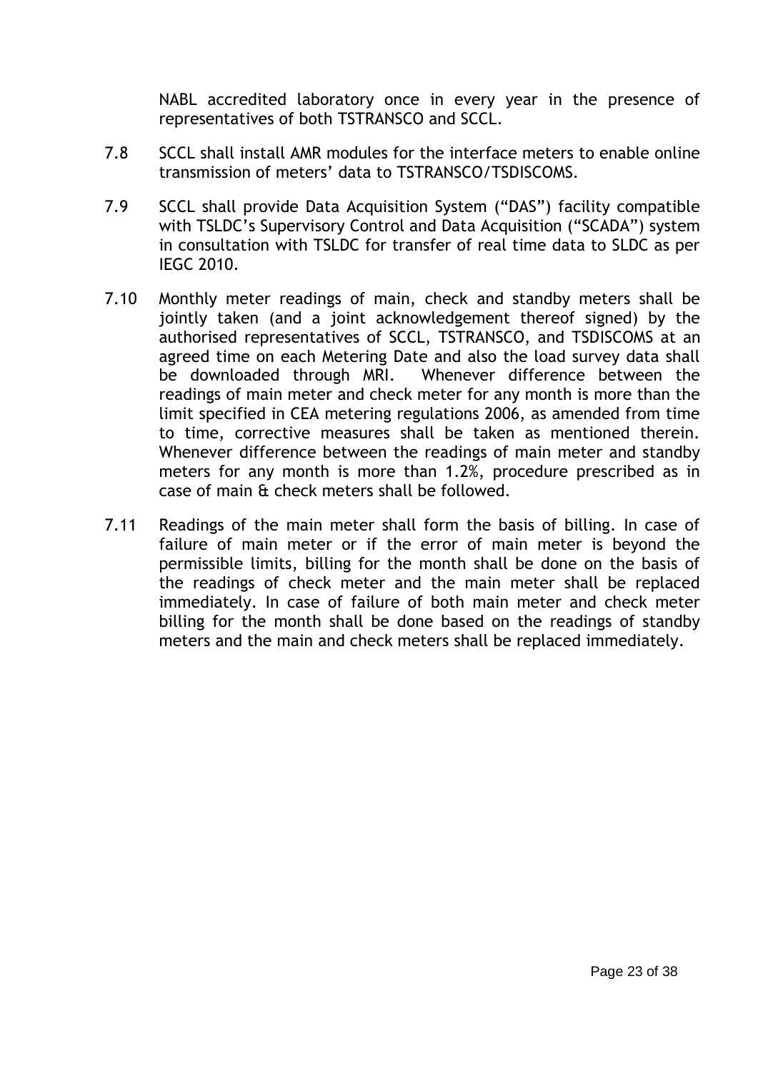NABL accredited laboratory once in every year in the presence of representatives of both TSTRANSCO and SCCL.

7.8 SCCL shall install AMR modules for the interface meters to enable online transmission of meters' data to TSTRANSCO/TSDISCOMS.

7.9 SCCL shall provide Data Acquisition System ("DAS") facility compatible with TSLDC's Supervisory Control and Data Acquisition ("SCADA") system in consultation with TSLDC for transfer of real time data to SLDC as per IEGC 2010.

7.10 Monthly meter readings of main, check and standby meters shall be jointly taken (and a joint acknowledgement thereof signed) by the authorised representatives of SCCL, TSTRANSCO, and TSDISCOMS at an agreed time on each Metering Date and also the load survey data shall be downloaded through MRI. Whenever difference between the readings of main meter and check meter for any month is more than the limit specified in CEA metering regulations 2006, as amended from time to time, corrective measures shall be taken as mentioned therein. Whenever difference between the readings of main meter and standby meters for any month is more than 1.2%, procedure prescribed as in case of main & check meters shall be followed.

7.11 Readings of the main meter shall form the basis of billing. In case of failure of main meter or if the error of main meter is beyond the permissible limits, billing for the month shall be done on the basis of the readings of check meter and the main meter shall be replaced immediately. In case of failure of both main meter and check meter billing for the month shall be done based on the readings of standby meters and the main and check meters shall be replaced immediately.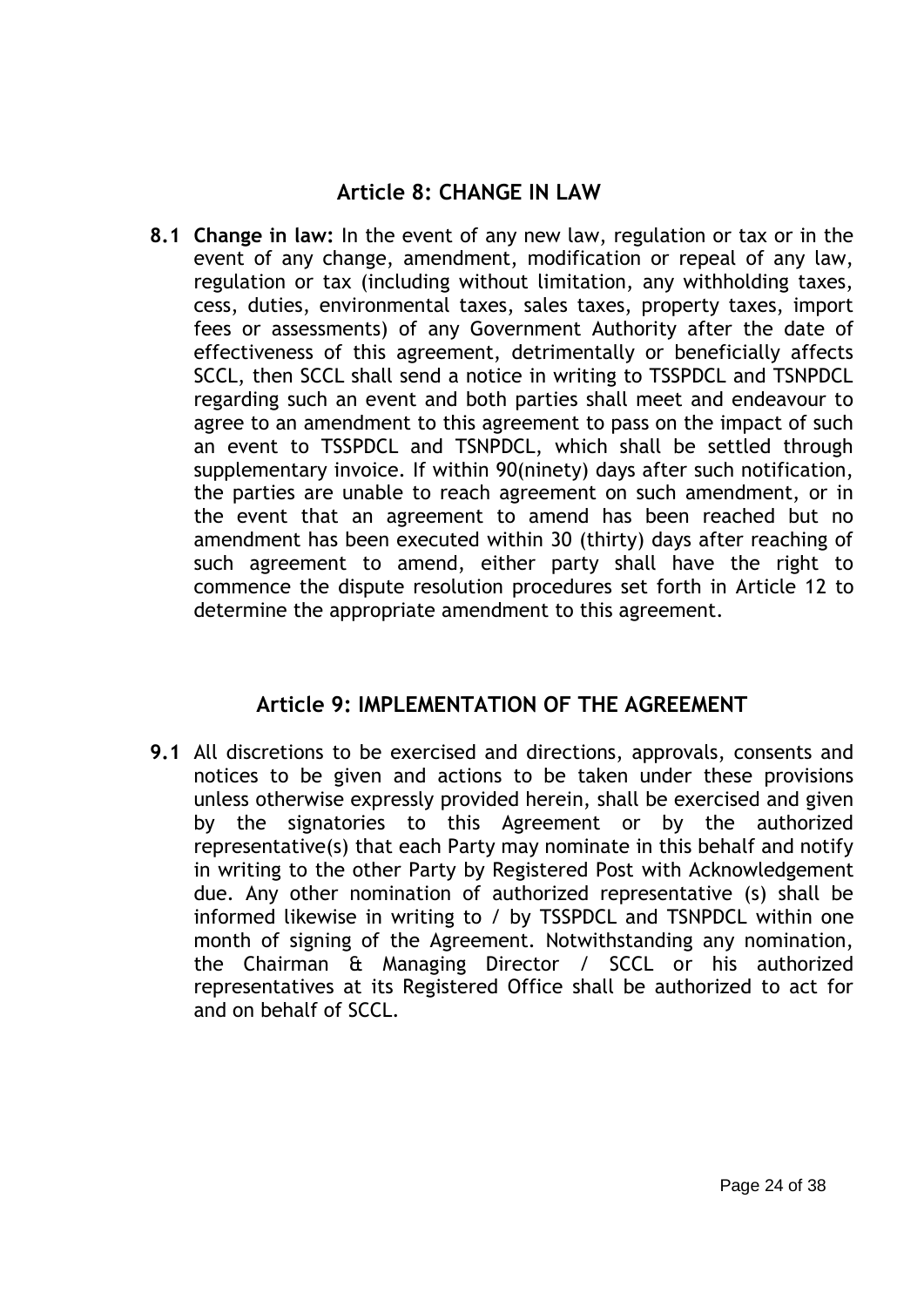## Article 8: CHANGE IN LAW

**8.1 Change in law:** In the event of any new law, regulation or tax or in the event of any change, amendment, modification or repeal of any law, regulation or tax (including without limitation, any withholding taxes, cess, duties, environmental taxes, sales taxes, property taxes, import fees or assessments) of any Government Authority after the date of effectiveness of this agreement, detrimentally or beneficially affects SCCL, then SCCL shall send a notice in writing to TSSPDCL and TSNPDCL regarding such an event and both parties shall meet and endeavour to agree to an amendment to this agreement to pass on the impact of such an event to TSSPDCL and TSNPDCL, which shall be settled through supplementary invoice. If within 90(ninety) days after such notification, the parties are unable to reach agreement on such amendment, or in the event that an agreement to amend has been reached but no amendment has been executed within 30 (thirty) days after reaching of such agreement to amend, either party shall have the right to commence the dispute resolution procedures set forth in Article 12 to determine the appropriate amendment to this agreement.

## Article 9: IMPLEMENTATION OF THE AGREEMENT

**9.1** All discretions to be exercised and directions, approvals, consents and notices to be given and actions to be taken under these provisions unless otherwise expressly provided herein, shall be exercised and given by the signatories to this Agreement or by the authorized representative(s) that each Party may nominate in this behalf and notify in writing to the other Party by Registered Post with Acknowledgement due. Any other nomination of authorized representative (s) shall be informed likewise in writing to / by TSSPDCL and TSNPDCL within one month of signing of the Agreement. Notwithstanding any nomination, the Chairman & Managing Director / SCCL or his authorized representatives at its Registered Office shall be authorized to act for and on behalf of SCCL.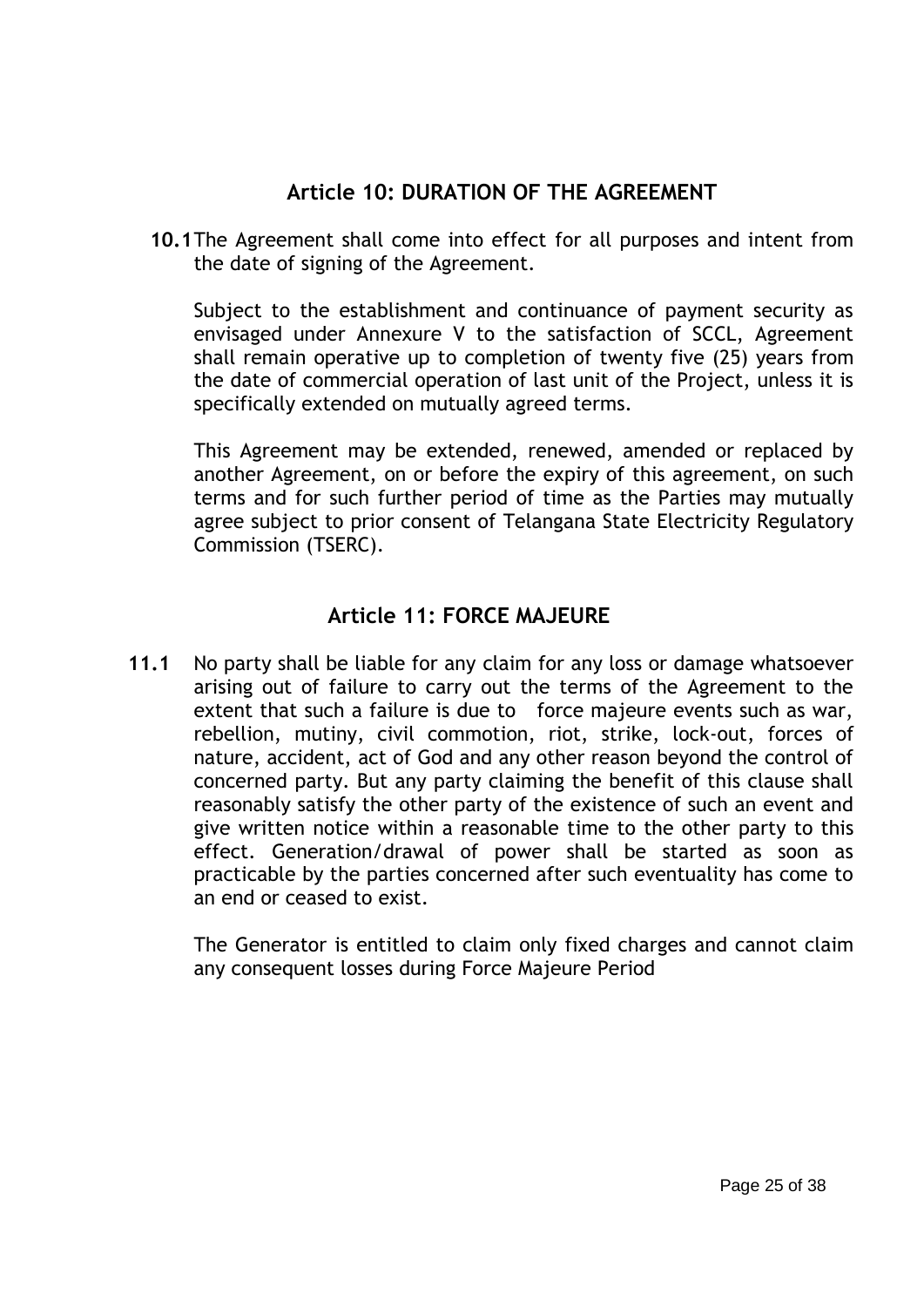## Article 10: DURATION OF THE AGREEMENT

**10.1** The Agreement shall come into effect for all purposes and intent from the date of signing of the Agreement.

Subject to the establishment and continuance of payment security as envisaged under Annexure V to the satisfaction of SCCL, Agreement shall remain operative up to completion of twenty five (25) years from the date of commercial operation of last unit of the Project, unless it is specifically extended on mutually agreed terms.

This Agreement may be extended, renewed, amended or replaced by another Agreement, on or before the expiry of this agreement, on such terms and for such further period of time as the Parties may mutually agree subject to prior consent of Telangana State Electricity Regulatory Commission (TSERC).

## Article 11: FORCE MAJEURE

**11.1** No party shall be liable for any claim for any loss or damage whatsoever arising out of failure to carry out the terms of the Agreement to the extent that such a failure is due to force majeure events such as war, rebellion, mutiny, civil commotion, riot, strike, lock-out, forces of nature, accident, act of God and any other reason beyond the control of concerned party. But any party claiming the benefit of this clause shall reasonably satisfy the other party of the existence of such an event and give written notice within a reasonable time to the other party to this effect. Generation/drawal of power shall be started as soon as practicable by the parties concerned after such eventuality has come to an end or ceased to exist.

The Generator is entitled to claim only fixed charges and cannot claim any consequent losses during Force Majeure Period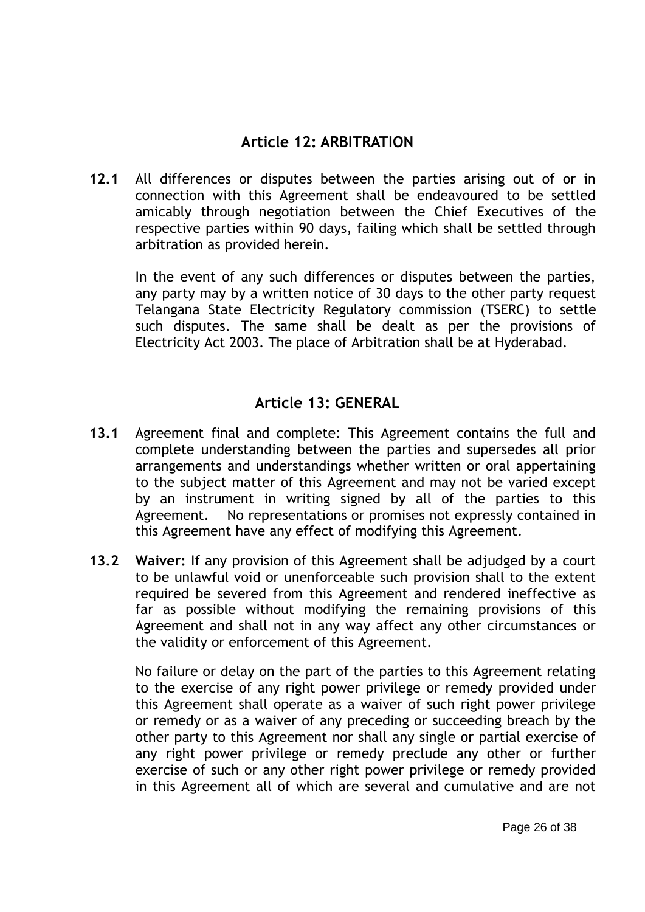## Article 12: ARBITRATION

**12.1** All differences or disputes between the parties arising out of or in connection with this Agreement shall be endeavoured to be settled amicably through negotiation between the Chief Executives of the respective parties within 90 days, failing which shall be settled through arbitration as provided herein.

In the event of any such differences or disputes between the parties, any party may by a written notice of 30 days to the other party request Telangana State Electricity Regulatory commission (TSERC) to settle such disputes. The same shall be dealt as per the provisions of Electricity Act 2003. The place of Arbitration shall be at Hyderabad.

## Article 13: GENERAL

**13.1** Agreement final and complete: This Agreement contains the full and complete understanding between the parties and supersedes all prior arrangements and understandings whether written or oral appertaining to the subject matter of this Agreement and may not be varied except by an instrument in writing signed by all of the parties to this Agreement. No representations or promises not expressly contained in this Agreement have any effect of modifying this Agreement.

**13.2** **Waiver:** If any provision of this Agreement shall be adjudged by a court to be unlawful void or unenforceable such provision shall to the extent required be severed from this Agreement and rendered ineffective as far as possible without modifying the remaining provisions of this Agreement and shall not in any way affect any other circumstances or the validity or enforcement of this Agreement.

No failure or delay on the part of the parties to this Agreement relating to the exercise of any right power privilege or remedy provided under this Agreement shall operate as a waiver of such right power privilege or remedy or as a waiver of any preceding or succeeding breach by the other party to this Agreement nor shall any single or partial exercise of any right power privilege or remedy preclude any other or further exercise of such or any other right power privilege or remedy provided in this Agreement all of which are several and cumulative and are not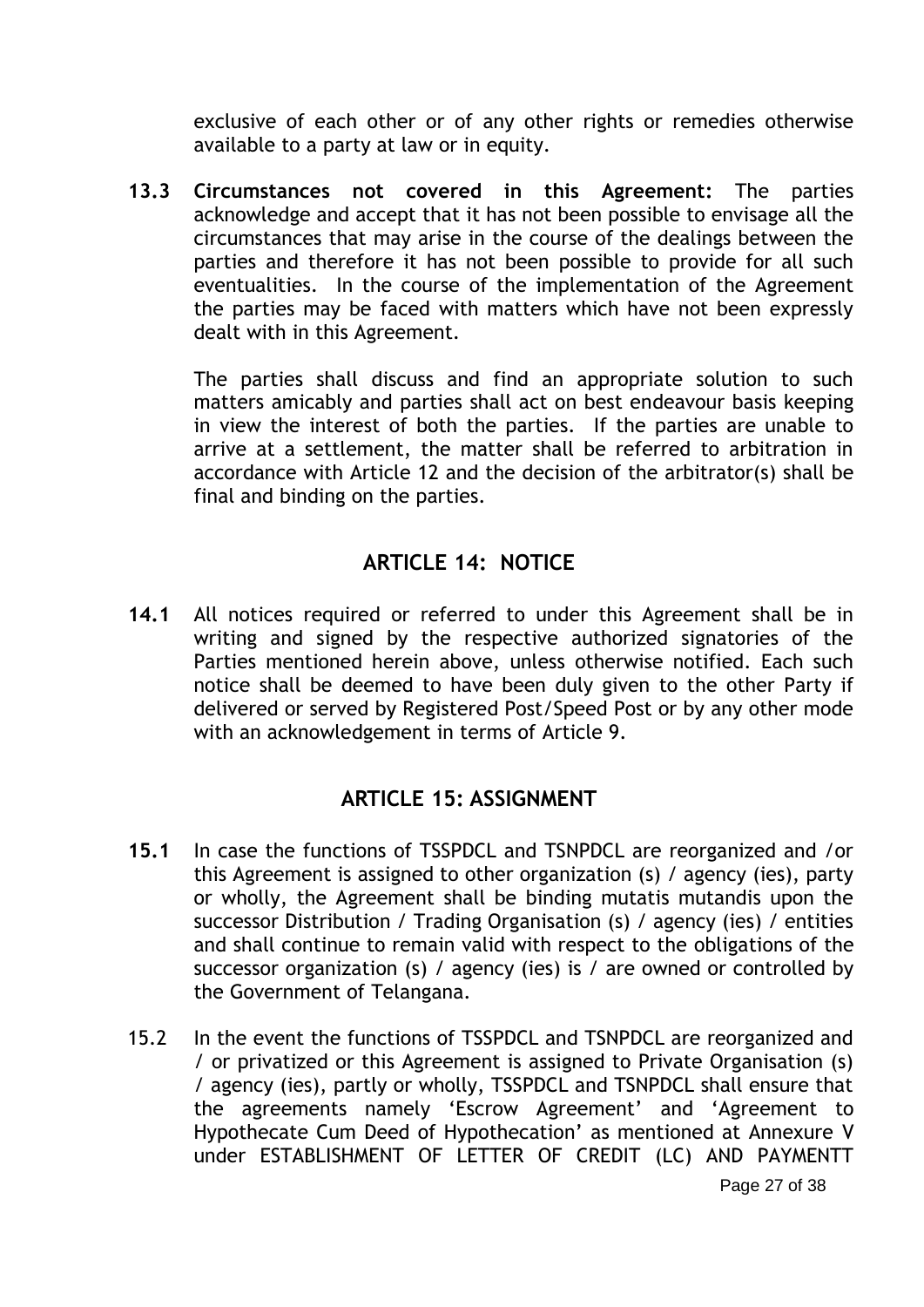exclusive of each other or of any other rights or remedies otherwise available to a party at law or in equity.

**13.3 Circumstances not covered in this Agreement:** The parties acknowledge and accept that it has not been possible to envisage all the circumstances that may arise in the course of the dealings between the parties and therefore it has not been possible to provide for all such eventualities. In the course of the implementation of the Agreement the parties may be faced with matters which have not been expressly dealt with in this Agreement.

The parties shall discuss and find an appropriate solution to such matters amicably and parties shall act on best endeavour basis keeping in view the interest of both the parties. If the parties are unable to arrive at a settlement, the matter shall be referred to arbitration in accordance with Article 12 and the decision of the arbitrator(s) shall be final and binding on the parties.

## ARTICLE 14: NOTICE

**14.1** All notices required or referred to under this Agreement shall be in writing and signed by the respective authorized signatories of the Parties mentioned herein above, unless otherwise notified. Each such notice shall be deemed to have been duly given to the other Party if delivered or served by Registered Post/Speed Post or by any other mode with an acknowledgement in terms of Article 9.

## ARTICLE 15: ASSIGNMENT

**15.1** In case the functions of TSSPDCL and TSNPDCL are reorganized and /or this Agreement is assigned to other organization (s) / agency (ies), party or wholly, the Agreement shall be binding mutatis mutandis upon the successor Distribution / Trading Organisation (s) / agency (ies) / entities and shall continue to remain valid with respect to the obligations of the successor organization (s) / agency (ies) is / are owned or controlled by the Government of Telangana.

15.2 In the event the functions of TSSPDCL and TSNPDCL are reorganized and / or privatized or this Agreement is assigned to Private Organisation (s) / agency (ies), partly or wholly, TSSPDCL and TSNPDCL shall ensure that the agreements namely 'Escrow Agreement' and 'Agreement to Hypothecate Cum Deed of Hypothecation' as mentioned at Annexure V under ESTABLISHMENT OF LETTER OF CREDIT (LC) AND PAYMENTT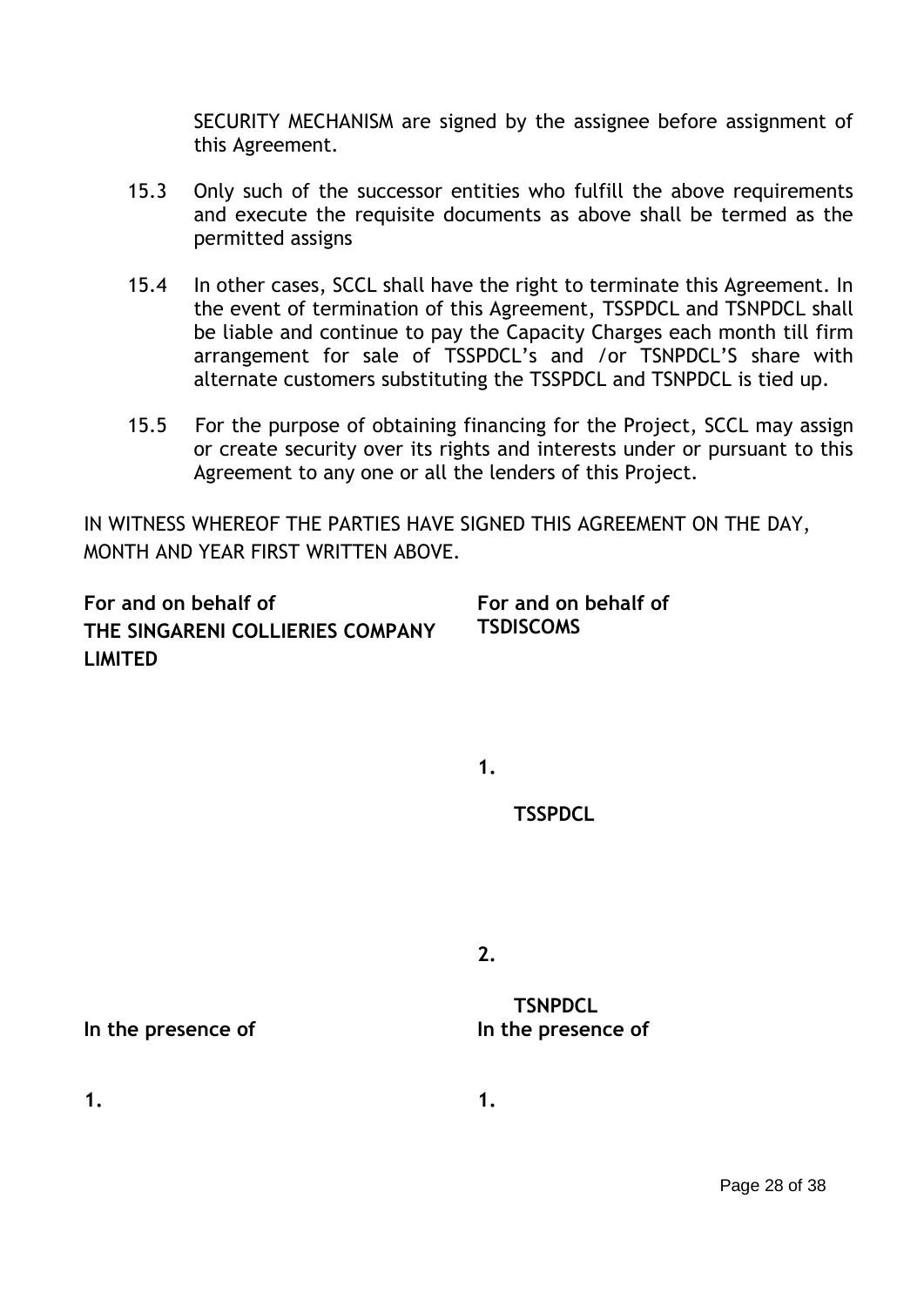SECURITY MECHANISM are signed by the assignee before assignment of this Agreement.

15.3 Only such of the successor entities who fulfill the above requirements and execute the requisite documents as above shall be termed as the permitted assigns

15.4 In other cases, SCCL shall have the right to terminate this Agreement. In the event of termination of this Agreement, TSSPDCL and TSNPDCL shall be liable and continue to pay the Capacity Charges each month till firm arrangement for sale of TSSPDCL's and /or TSNPDCL'S share with alternate customers substituting the TSSPDCL and TSNPDCL is tied up.

15.5 For the purpose of obtaining financing for the Project, SCCL may assign or create security over its rights and interests under or pursuant to this Agreement to any one or all the lenders of this Project.

IN WITNESS WHEREOF THE PARTIES HAVE SIGNED THIS AGREEMENT ON THE DAY, MONTH AND YEAR FIRST WRITTEN ABOVE.

**For and on behalf of THE SINGARENI COLLIERIES COMPANY LIMITED**

**In the presence of**

**1.**

**For and on behalf of TSDISCOMS**

**1.**

**TSSPDCL**

**2.**

**TSNPDCL**

**In the presence of**

**1.**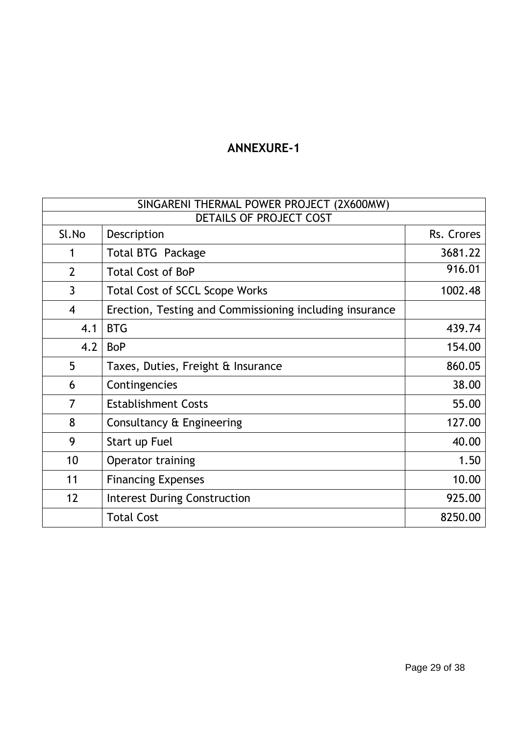## ANNEXURE-1

| SINGARENI THERMAL POWER PROJECT (2X600MW) | | |
|---|---|---|
| DETAILS OF PROJECT COST | | |
| Sl.No | Description | Rs. Crores |
| 1 | Total BTG Package | 3681.22 |
| 2 | Total Cost of BoP | 916.01 |
| 3 | Total Cost of SCCL Scope Works | 1002.48 |
| 4 | Erection, Testing and Commissioning including insurance | |
| 4.1 | BTG | 439.74 |
| 4.2 | BoP | 154.00 |
| 5 | Taxes, Duties, Freight & Insurance | 860.05 |
| 6 | Contingencies | 38.00 |
| 7 | Establishment Costs | 55.00 |
| 8 | Consultancy & Engineering | 127.00 |
| 9 | Start up Fuel | 40.00 |
| 10 | Operator training | 1.50 |
| 11 | Financing Expenses | 10.00 |
| 12 | Interest During Construction | 925.00 |
| | Total Cost | 8250.00 |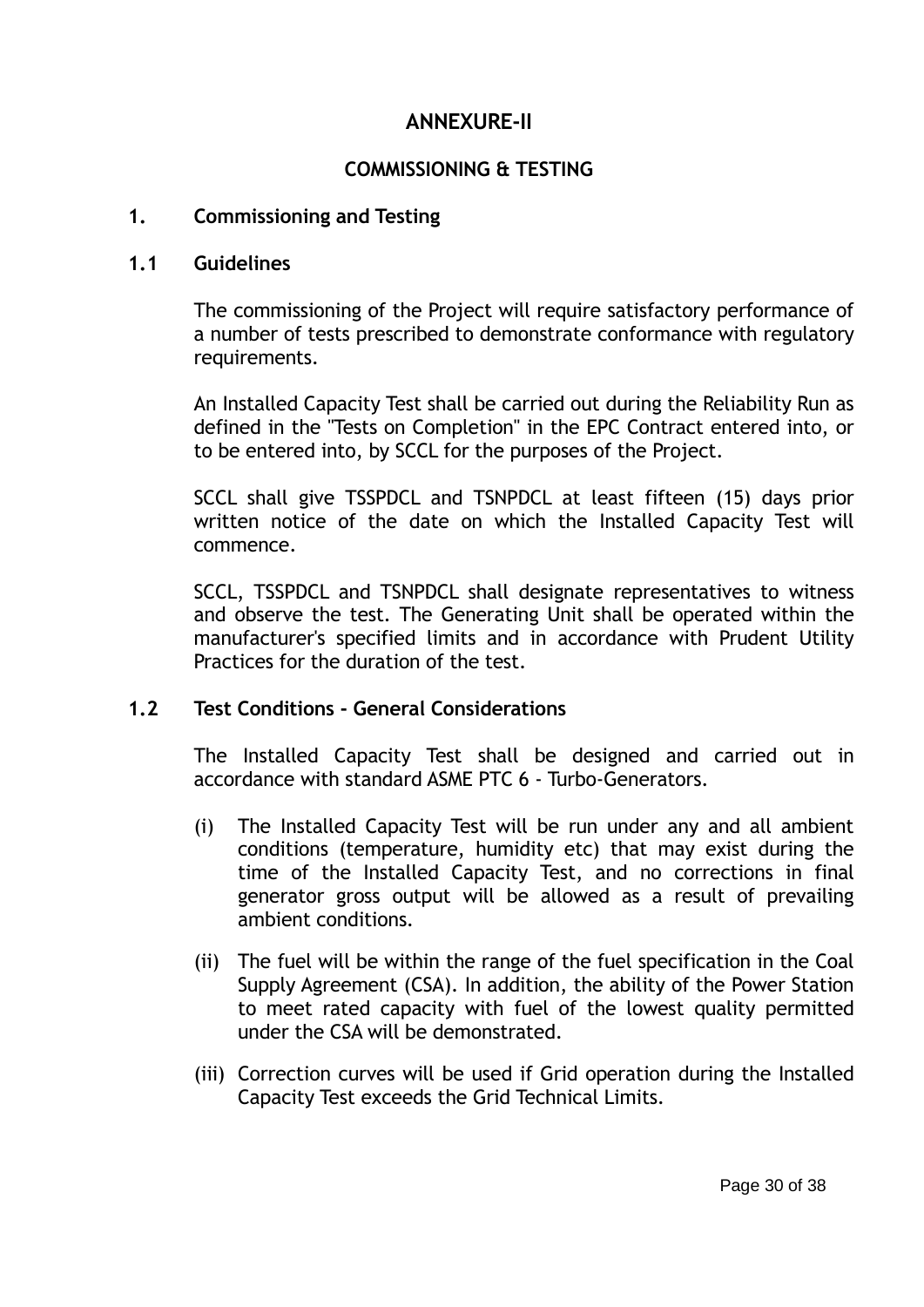# ANNEXURE-II

## COMMISSIONING & TESTING

### 1. Commissioning and Testing

### 1.1 Guidelines

The commissioning of the Project will require satisfactory performance of a number of tests prescribed to demonstrate conformance with regulatory requirements.

An Installed Capacity Test shall be carried out during the Reliability Run as defined in the "Tests on Completion" in the EPC Contract entered into, or to be entered into, by SCCL for the purposes of the Project.

SCCL shall give TSSPDCL and TSNPDCL at least fifteen (15) days prior written notice of the date on which the Installed Capacity Test will commence.

SCCL, TSSPDCL and TSNPDCL shall designate representatives to witness and observe the test. The Generating Unit shall be operated within the manufacturer's specified limits and in accordance with Prudent Utility Practices for the duration of the test.

### 1.2 Test Conditions - General Considerations

The Installed Capacity Test shall be designed and carried out in accordance with standard ASME PTC 6 - Turbo-Generators.

(i) The Installed Capacity Test will be run under any and all ambient conditions (temperature, humidity etc) that may exist during the time of the Installed Capacity Test, and no corrections in final generator gross output will be allowed as a result of prevailing ambient conditions.

(ii) The fuel will be within the range of the fuel specification in the Coal Supply Agreement (CSA). In addition, the ability of the Power Station to meet rated capacity with fuel of the lowest quality permitted under the CSA will be demonstrated.

(iii) Correction curves will be used if Grid operation during the Installed Capacity Test exceeds the Grid Technical Limits.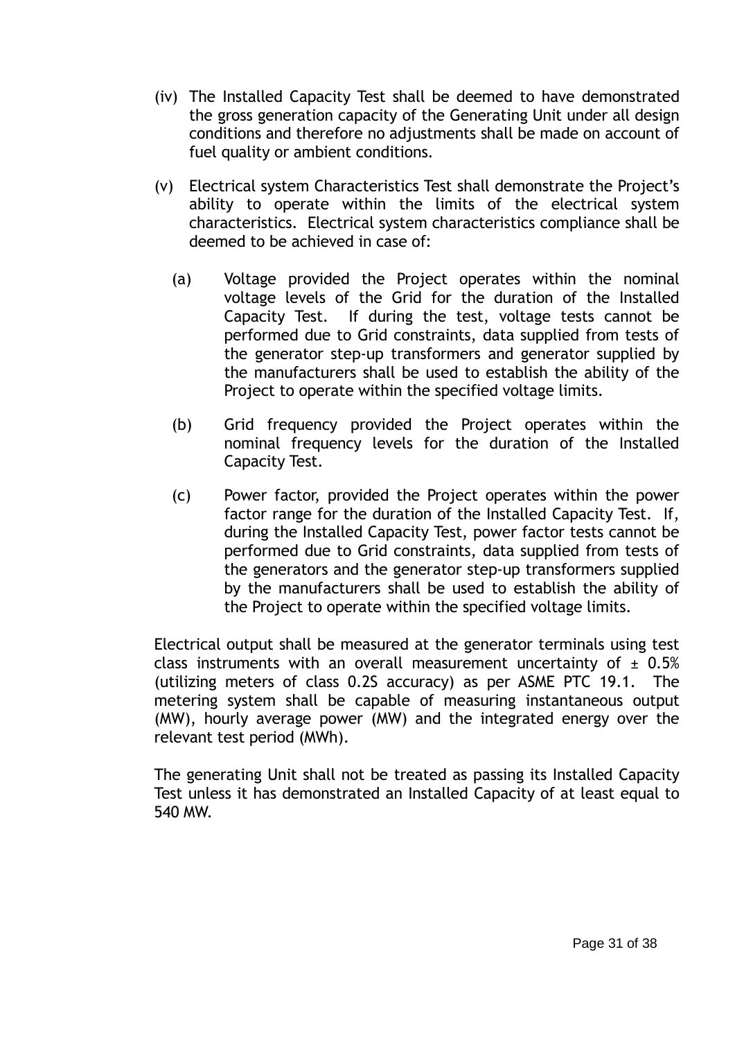(iv) The Installed Capacity Test shall be deemed to have demonstrated the gross generation capacity of the Generating Unit under all design conditions and therefore no adjustments shall be made on account of fuel quality or ambient conditions.

(v) Electrical system Characteristics Test shall demonstrate the Project's ability to operate within the limits of the electrical system characteristics. Electrical system characteristics compliance shall be deemed to be achieved in case of:

  (a) Voltage provided the Project operates within the nominal voltage levels of the Grid for the duration of the Installed Capacity Test. If during the test, voltage tests cannot be performed due to Grid constraints, data supplied from tests of the generator step-up transformers and generator supplied by the manufacturers shall be used to establish the ability of the Project to operate within the specified voltage limits.

  (b) Grid frequency provided the Project operates within the nominal frequency levels for the duration of the Installed Capacity Test.

  (c) Power factor, provided the Project operates within the power factor range for the duration of the Installed Capacity Test. If, during the Installed Capacity Test, power factor tests cannot be performed due to Grid constraints, data supplied from tests of the generators and the generator step-up transformers supplied by the manufacturers shall be used to establish the ability of the Project to operate within the specified voltage limits.

Electrical output shall be measured at the generator terminals using test class instruments with an overall measurement uncertainty of $\pm$ 0.5% (utilizing meters of class 0.2S accuracy) as per ASME PTC 19.1. The metering system shall be capable of measuring instantaneous output (MW), hourly average power (MW) and the integrated energy over the relevant test period (MWh).

The generating Unit shall not be treated as passing its Installed Capacity Test unless it has demonstrated an Installed Capacity of at least equal to 540 MW.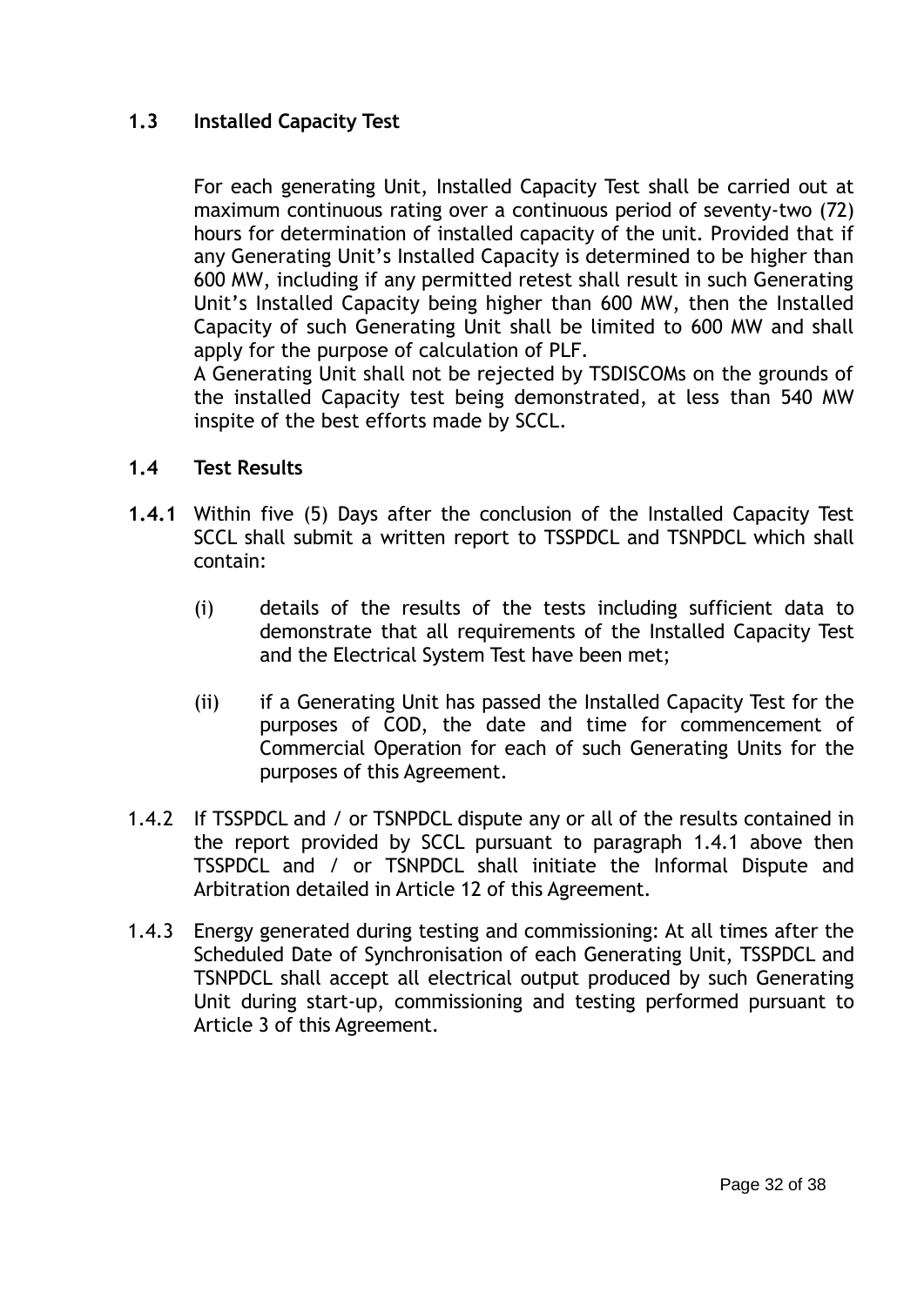### 1.3 Installed Capacity Test

For each generating Unit, Installed Capacity Test shall be carried out at maximum continuous rating over a continuous period of seventy-two (72) hours for determination of installed capacity of the unit. Provided that if any Generating Unit's Installed Capacity is determined to be higher than 600 MW, including if any permitted retest shall result in such Generating Unit's Installed Capacity being higher than 600 MW, then the Installed Capacity of such Generating Unit shall be limited to 600 MW and shall apply for the purpose of calculation of PLF.

A Generating Unit shall not be rejected by TSDISCOMs on the grounds of the installed Capacity test being demonstrated, at less than 540 MW inspite of the best efforts made by SCCL.

### 1.4 Test Results

**1.4.1** Within five (5) Days after the conclusion of the Installed Capacity Test SCCL shall submit a written report to TSSPDCL and TSNPDCL which shall contain:

(i) details of the results of the tests including sufficient data to demonstrate that all requirements of the Installed Capacity Test and the Electrical System Test have been met;

(ii) if a Generating Unit has passed the Installed Capacity Test for the purposes of COD, the date and time for commencement of Commercial Operation for each of such Generating Units for the purposes of this Agreement.

1.4.2 If TSSPDCL and / or TSNPDCL dispute any or all of the results contained in the report provided by SCCL pursuant to paragraph 1.4.1 above then TSSPDCL and / or TSNPDCL shall initiate the Informal Dispute and Arbitration detailed in Article 12 of this Agreement.

1.4.3 Energy generated during testing and commissioning: At all times after the Scheduled Date of Synchronisation of each Generating Unit, TSSPDCL and TSNPDCL shall accept all electrical output produced by such Generating Unit during start-up, commissioning and testing performed pursuant to Article 3 of this Agreement.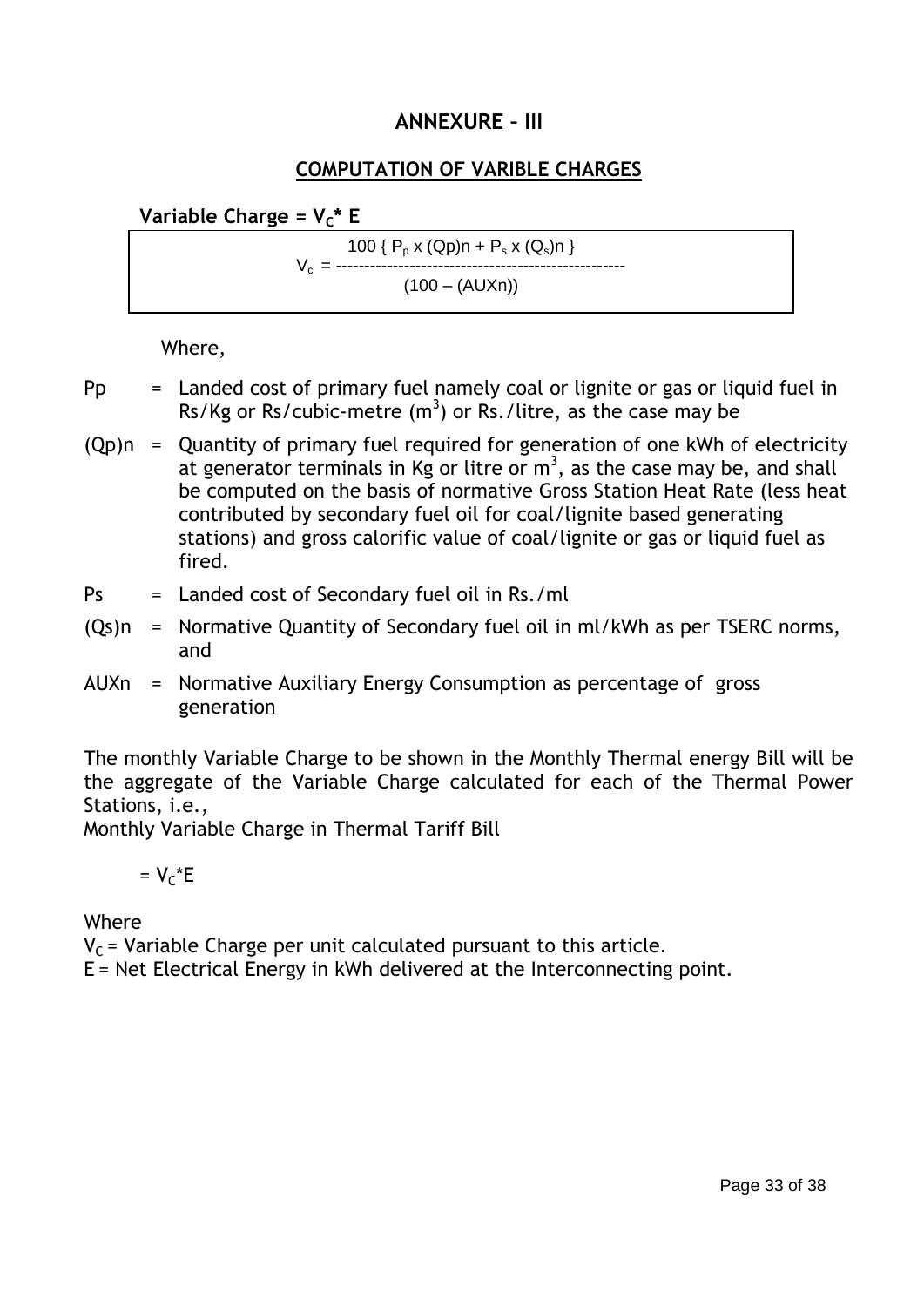## ANNEXURE – III

### COMPUTATION OF VARIBLE CHARGES

**Variable Charge = $V_C$* E**

$$V_c = \frac{100 \{ P_p \times (Qp)n + P_s \times (Q_s)n \}}{(100 - (AUXn))}$$

Where,

Pp = Landed cost of primary fuel namely coal or lignite or gas or liquid fuel in Rs/Kg or Rs/cubic-metre ($m^3$) or Rs./litre, as the case may be

(Qp)n = Quantity of primary fuel required for generation of one kWh of electricity at generator terminals in Kg or litre or $m^3$, as the case may be, and shall be computed on the basis of normative Gross Station Heat Rate (less heat contributed by secondary fuel oil for coal/lignite based generating stations) and gross calorific value of coal/lignite or gas or liquid fuel as fired.

Ps = Landed cost of Secondary fuel oil in Rs./ml

(Qs)n = Normative Quantity of Secondary fuel oil in ml/kWh as per TSERC norms, and

AUXn = Normative Auxiliary Energy Consumption as percentage of gross generation

The monthly Variable Charge to be shown in the Monthly Thermal energy Bill will be the aggregate of the Variable Charge calculated for each of the Thermal Power Stations, i.e.,
Monthly Variable Charge in Thermal Tariff Bill

= $V_C$*E

Where
$V_C$ = Variable Charge per unit calculated pursuant to this article.
E = Net Electrical Energy in kWh delivered at the Interconnecting point.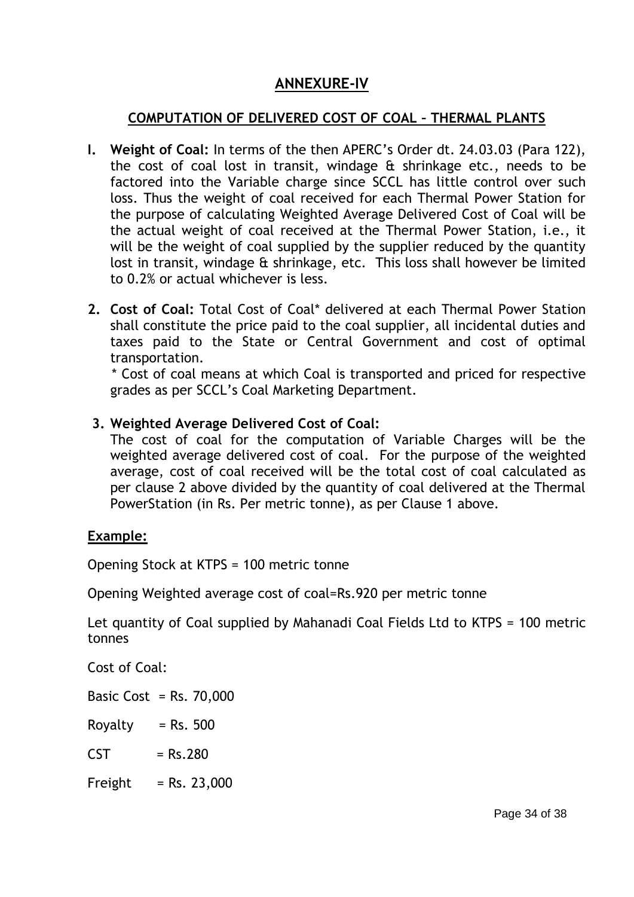## ANNEXURE-IV

### COMPUTATION OF DELIVERED COST OF COAL – THERMAL PLANTS

**I. Weight of Coal:** In terms of the then APERC's Order dt. 24.03.03 (Para 122), the cost of coal lost in transit, windage & shrinkage etc., needs to be factored into the Variable charge since SCCL has little control over such loss. Thus the weight of coal received for each Thermal Power Station for the purpose of calculating Weighted Average Delivered Cost of Coal will be the actual weight of coal received at the Thermal Power Station, i.e., it will be the weight of coal supplied by the supplier reduced by the quantity lost in transit, windage & shrinkage, etc. This loss shall however be limited to 0.2% or actual whichever is less.

**2. Cost of Coal:** Total Cost of Coal* delivered at each Thermal Power Station shall constitute the price paid to the coal supplier, all incidental duties and taxes paid to the State or Central Government and cost of optimal transportation.

\* Cost of coal means at which Coal is transported and priced for respective grades as per SCCL's Coal Marketing Department.

**3. Weighted Average Delivered Cost of Coal:**

The cost of coal for the computation of Variable Charges will be the weighted average delivered cost of coal. For the purpose of the weighted average, cost of coal received will be the total cost of coal calculated as per clause 2 above divided by the quantity of coal delivered at the Thermal PowerStation (in Rs. Per metric tonne), as per Clause 1 above.

**Example:**

Opening Stock at KTPS = 100 metric tonne

Opening Weighted average cost of coal=Rs.920 per metric tonne

Let quantity of Coal supplied by Mahanadi Coal Fields Ltd to KTPS = 100 metric tonnes

Cost of Coal:

Basic Cost = Rs. 70,000

Royalty = Rs. 500

CST = Rs.280

Freight = Rs. 23,000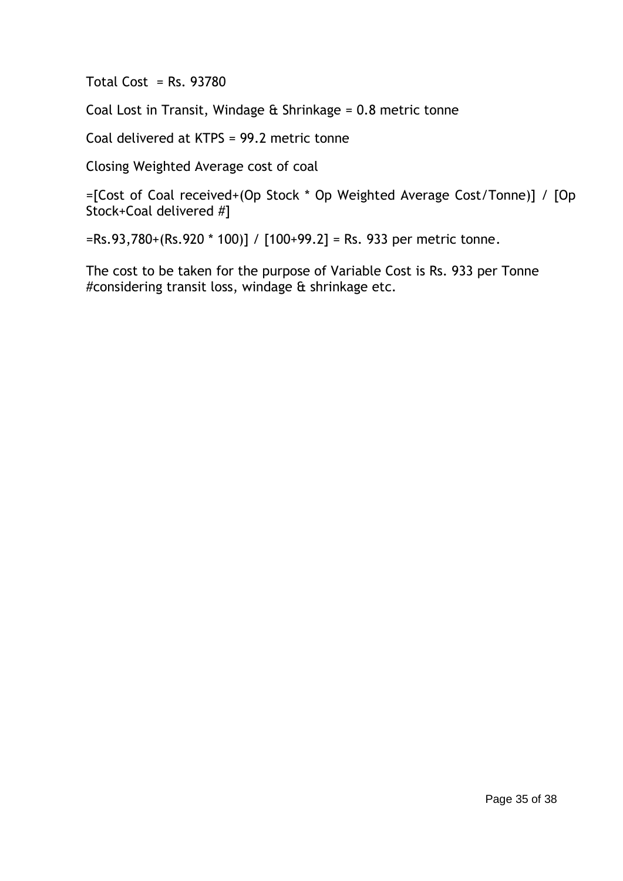Total Cost = Rs. 93780

Coal Lost in Transit, Windage & Shrinkage = 0.8 metric tonne

Coal delivered at KTPS = 99.2 metric tonne

Closing Weighted Average cost of coal

=[Cost of Coal received+(Op Stock * Op Weighted Average Cost/Tonne)] / [Op Stock+Coal delivered #]

=Rs.93,780+(Rs.920 * 100)] / [100+99.2] = Rs. 933 per metric tonne.

The cost to be taken for the purpose of Variable Cost is Rs. 933 per Tonne
#considering transit loss, windage & shrinkage etc.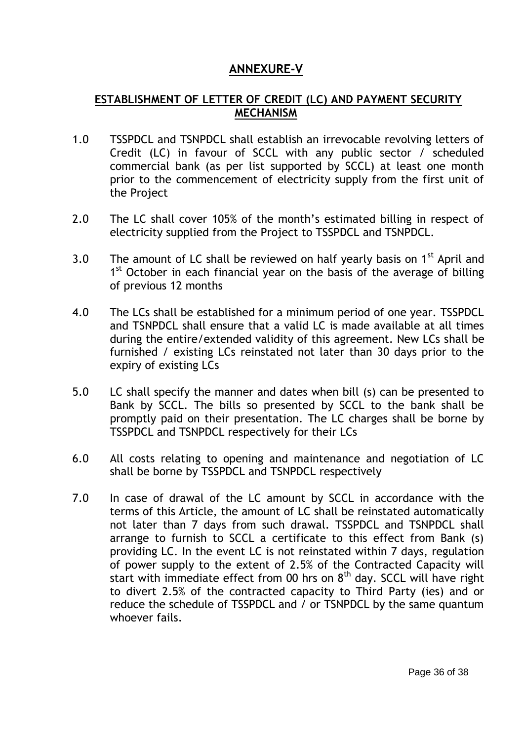# ANNEXURE-V

## ESTABLISHMENT OF LETTER OF CREDIT (LC) AND PAYMENT SECURITY MECHANISM

1.0 TSSPDCL and TSNPDCL shall establish an irrevocable revolving letters of Credit (LC) in favour of SCCL with any public sector / scheduled commercial bank (as per list supported by SCCL) at least one month prior to the commencement of electricity supply from the first unit of the Project

2.0 The LC shall cover 105% of the month's estimated billing in respect of electricity supplied from the Project to TSSPDCL and TSNPDCL.

3.0 The amount of LC shall be reviewed on half yearly basis on 1st April and 1st October in each financial year on the basis of the average of billing of previous 12 months

4.0 The LCs shall be established for a minimum period of one year. TSSPDCL and TSNPDCL shall ensure that a valid LC is made available at all times during the entire/extended validity of this agreement. New LCs shall be furnished / existing LCs reinstated not later than 30 days prior to the expiry of existing LCs

5.0 LC shall specify the manner and dates when bill (s) can be presented to Bank by SCCL. The bills so presented by SCCL to the bank shall be promptly paid on their presentation. The LC charges shall be borne by TSSPDCL and TSNPDCL respectively for their LCs

6.0 All costs relating to opening and maintenance and negotiation of LC shall be borne by TSSPDCL and TSNPDCL respectively

7.0 In case of drawal of the LC amount by SCCL in accordance with the terms of this Article, the amount of LC shall be reinstated automatically not later than 7 days from such drawal. TSSPDCL and TSNPDCL shall arrange to furnish to SCCL a certificate to this effect from Bank (s) providing LC. In the event LC is not reinstated within 7 days, regulation of power supply to the extent of 2.5% of the Contracted Capacity will start with immediate effect from 00 hrs on 8th day. SCCL will have right to divert 2.5% of the contracted capacity to Third Party (ies) and or reduce the schedule of TSSPDCL and / or TSNPDCL by the same quantum whoever fails.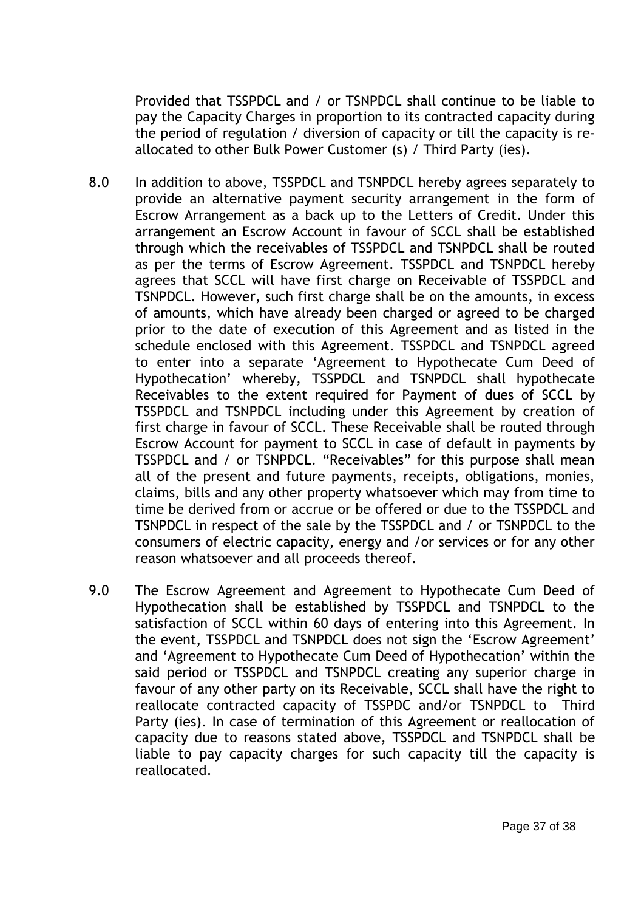Provided that TSSPDCL and / or TSNPDCL shall continue to be liable to pay the Capacity Charges in proportion to its contracted capacity during the period of regulation / diversion of capacity or till the capacity is re-allocated to other Bulk Power Customer (s) / Third Party (ies).

8.0 In addition to above, TSSPDCL and TSNPDCL hereby agrees separately to provide an alternative payment security arrangement in the form of Escrow Arrangement as a back up to the Letters of Credit. Under this arrangement an Escrow Account in favour of SCCL shall be established through which the receivables of TSSPDCL and TSNPDCL shall be routed as per the terms of Escrow Agreement. TSSPDCL and TSNPDCL hereby agrees that SCCL will have first charge on Receivable of TSSPDCL and TSNPDCL. However, such first charge shall be on the amounts, in excess of amounts, which have already been charged or agreed to be charged prior to the date of execution of this Agreement and as listed in the schedule enclosed with this Agreement. TSSPDCL and TSNPDCL agreed to enter into a separate 'Agreement to Hypothecate Cum Deed of Hypothecation' whereby, TSSPDCL and TSNPDCL shall hypothecate Receivables to the extent required for Payment of dues of SCCL by TSSPDCL and TSNPDCL including under this Agreement by creation of first charge in favour of SCCL. These Receivable shall be routed through Escrow Account for payment to SCCL in case of default in payments by TSSPDCL and / or TSNPDCL. "Receivables" for this purpose shall mean all of the present and future payments, receipts, obligations, monies, claims, bills and any other property whatsoever which may from time to time be derived from or accrue or be offered or due to the TSSPDCL and TSNPDCL in respect of the sale by the TSSPDCL and / or TSNPDCL to the consumers of electric capacity, energy and /or services or for any other reason whatsoever and all proceeds thereof.

9.0 The Escrow Agreement and Agreement to Hypothecate Cum Deed of Hypothecation shall be established by TSSPDCL and TSNPDCL to the satisfaction of SCCL within 60 days of entering into this Agreement. In the event, TSSPDCL and TSNPDCL does not sign the 'Escrow Agreement' and 'Agreement to Hypothecate Cum Deed of Hypothecation' within the said period or TSSPDCL and TSNPDCL creating any superior charge in favour of any other party on its Receivable, SCCL shall have the right to reallocate contracted capacity of TSSPDC and/or TSNPDCL to Third Party (ies). In case of termination of this Agreement or reallocation of capacity due to reasons stated above, TSSPDCL and TSNPDCL shall be liable to pay capacity charges for such capacity till the capacity is reallocated.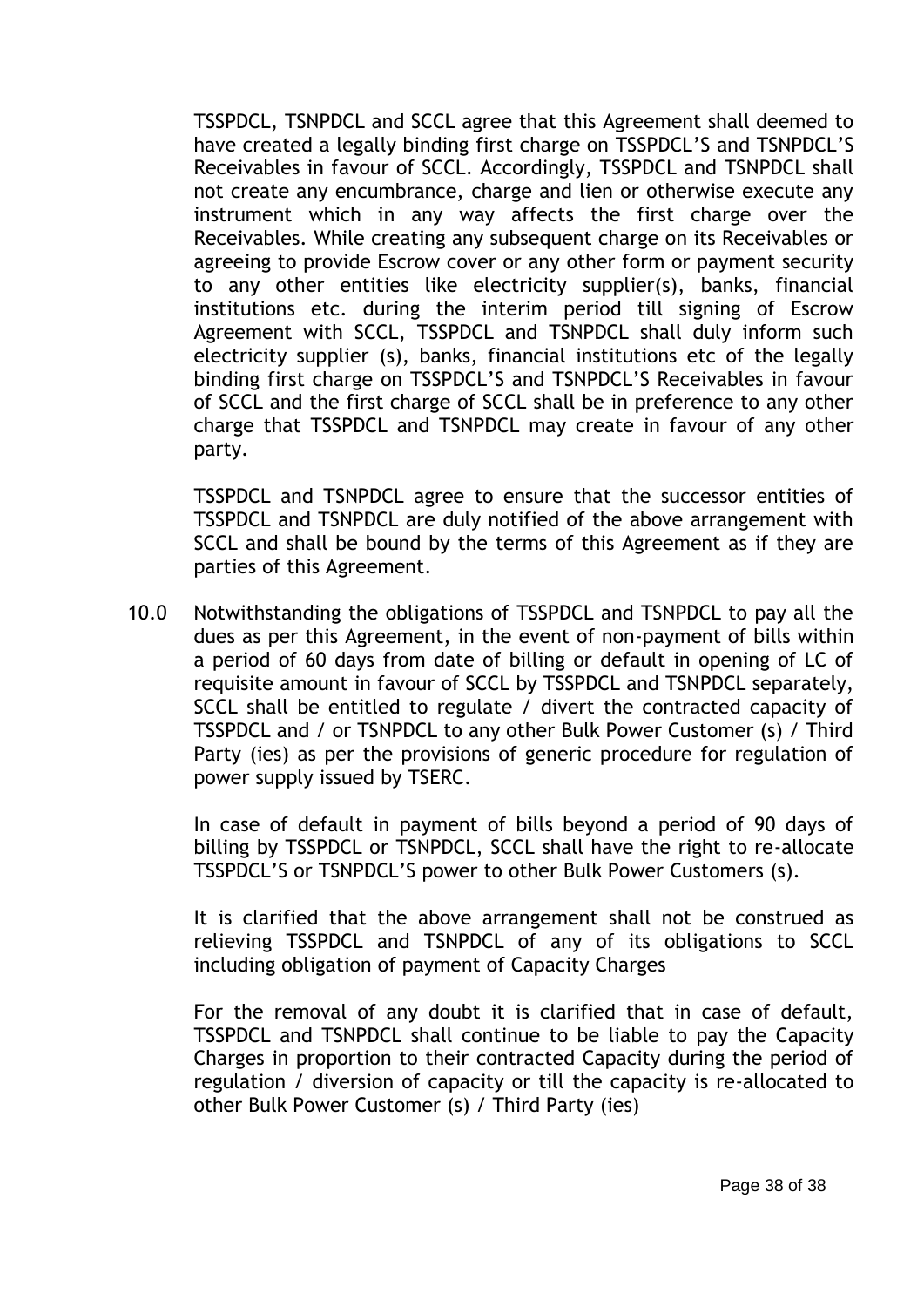TSSPDCL, TSNPDCL and SCCL agree that this Agreement shall deemed to have created a legally binding first charge on TSSPDCL'S and TSNPDCL'S Receivables in favour of SCCL. Accordingly, TSSPDCL and TSNPDCL shall not create any encumbrance, charge and lien or otherwise execute any instrument which in any way affects the first charge over the Receivables. While creating any subsequent charge on its Receivables or agreeing to provide Escrow cover or any other form or payment security to any other entities like electricity supplier(s), banks, financial institutions etc. during the interim period till signing of Escrow Agreement with SCCL, TSSPDCL and TSNPDCL shall duly inform such electricity supplier (s), banks, financial institutions etc of the legally binding first charge on TSSPDCL'S and TSNPDCL'S Receivables in favour of SCCL and the first charge of SCCL shall be in preference to any other charge that TSSPDCL and TSNPDCL may create in favour of any other party.

TSSPDCL and TSNPDCL agree to ensure that the successor entities of TSSPDCL and TSNPDCL are duly notified of the above arrangement with SCCL and shall be bound by the terms of this Agreement as if they are parties of this Agreement.

10.0 Notwithstanding the obligations of TSSPDCL and TSNPDCL to pay all the dues as per this Agreement, in the event of non-payment of bills within a period of 60 days from date of billing or default in opening of LC of requisite amount in favour of SCCL by TSSPDCL and TSNPDCL separately, SCCL shall be entitled to regulate / divert the contracted capacity of TSSPDCL and / or TSNPDCL to any other Bulk Power Customer (s) / Third Party (ies) as per the provisions of generic procedure for regulation of power supply issued by TSERC.

In case of default in payment of bills beyond a period of 90 days of billing by TSSPDCL or TSNPDCL, SCCL shall have the right to re-allocate TSSPDCL'S or TSNPDCL'S power to other Bulk Power Customers (s).

It is clarified that the above arrangement shall not be construed as relieving TSSPDCL and TSNPDCL of any of its obligations to SCCL including obligation of payment of Capacity Charges

For the removal of any doubt it is clarified that in case of default, TSSPDCL and TSNPDCL shall continue to be liable to pay the Capacity Charges in proportion to their contracted Capacity during the period of regulation / diversion of capacity or till the capacity is re-allocated to other Bulk Power Customer (s) / Third Party (ies)